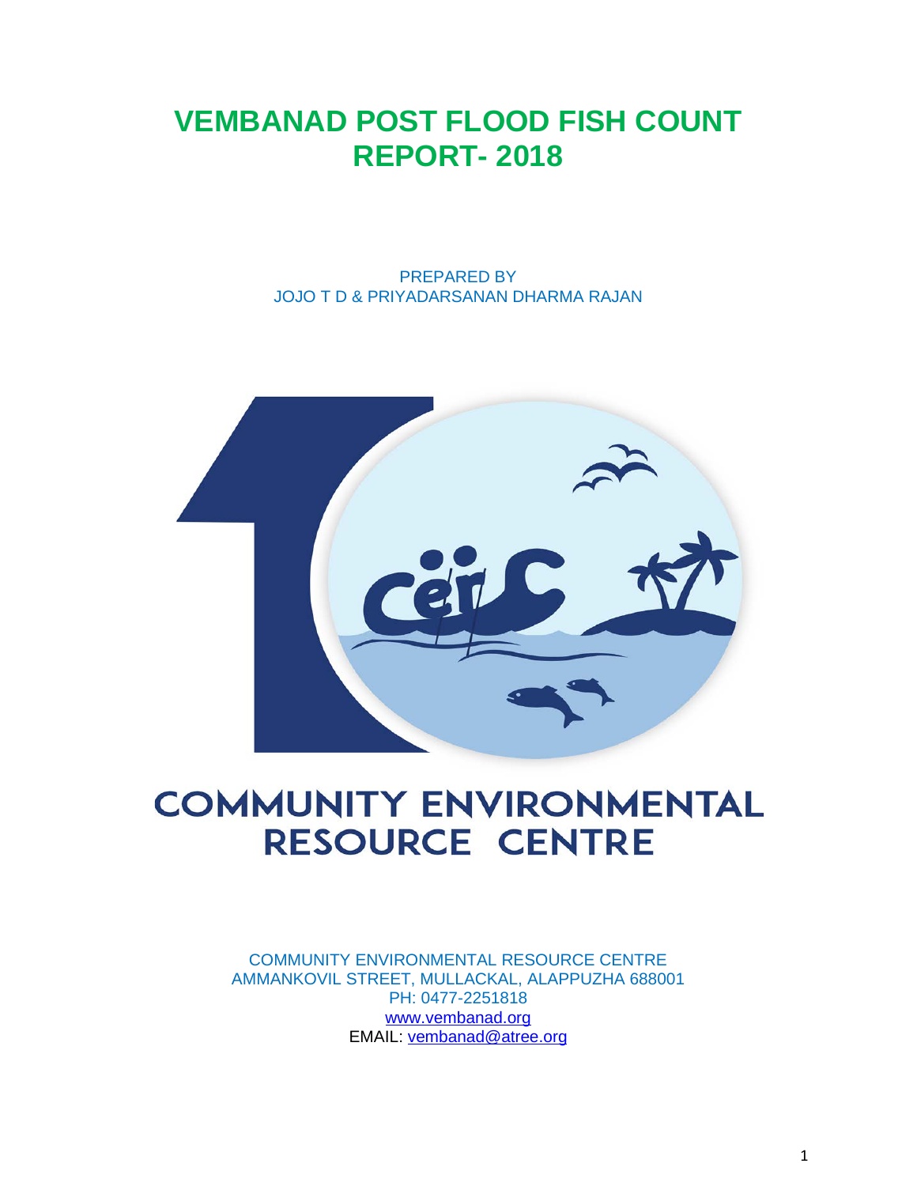# VEMBANAD POST FLOOD FISH COUNT REPORT- 2018

PREPARED BY
JOJO T D & PRIYADARSANAN DHARMA RAJAN

COMMUNITY ENVIRONMENTAL RESOURCE CENTRE

COMMUNITY ENVIRONMENTAL RESOURCE CENTRE
AMMANKOVIL STREET, MULLACKAL, ALAPPUZHA 688001
PH: 0477-2251818
www.vembanad.org
EMAIL: vembanad@atree.org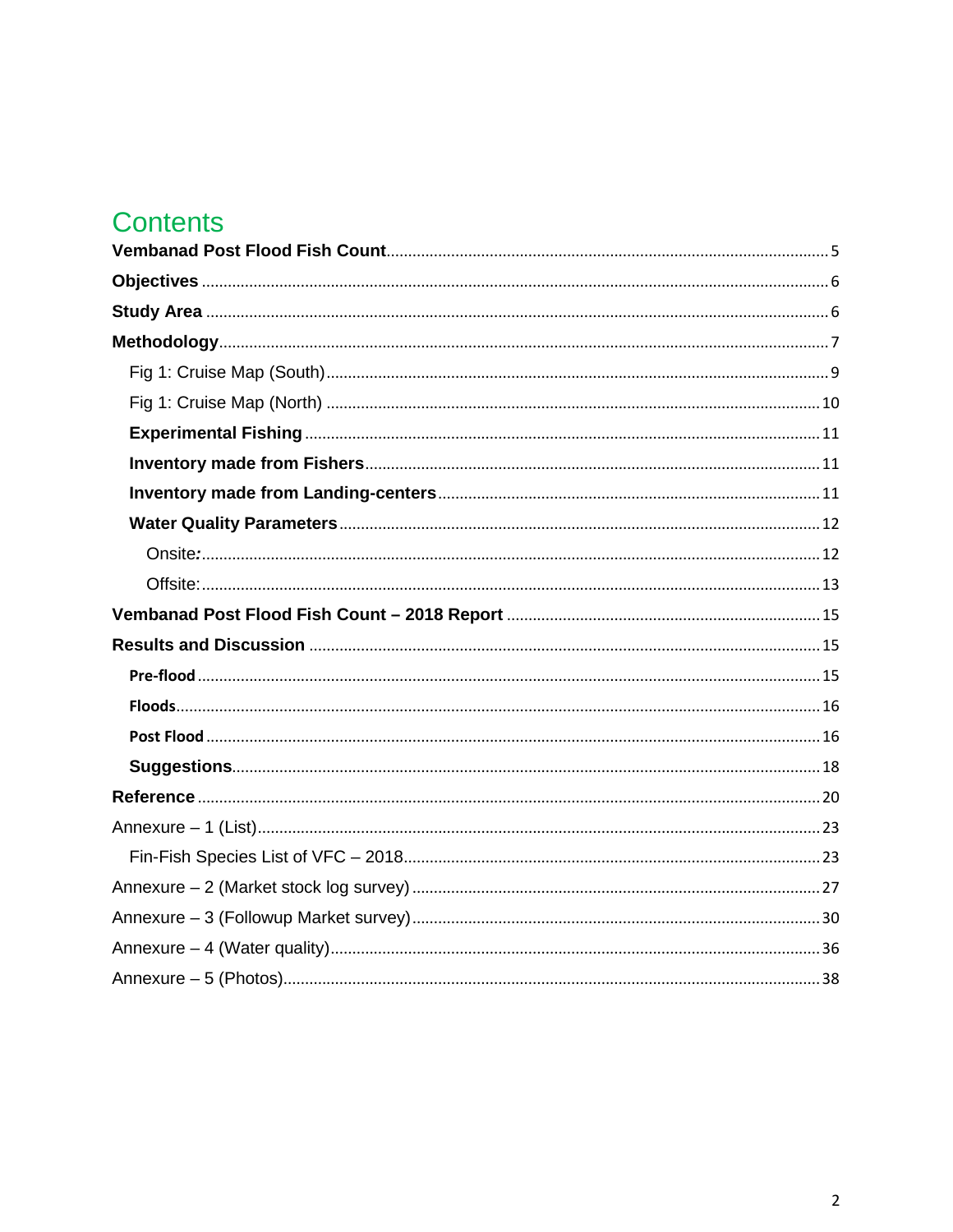# Contents

**Vembanad Post Flood Fish Count** .......... 5

**Objectives** .......... 6

**Study Area** .......... 6

**Methodology** .......... 7

- Fig 1: Cruise Map (South) .......... 9
- Fig 1: Cruise Map (North) .......... 10
- **Experimental Fishing** .......... 11
- **Inventory made from Fishers** .......... 11
- **Inventory made from Landing-centers** .......... 11
- **Water Quality Parameters** .......... 12
  - Onsite*:* .......... 12
  - Offsite: .......... 13

**Vembanad Post Flood Fish Count – 2018 Report** .......... 15

**Results and Discussion** .......... 15

- **Pre-flood** .......... 15
- **Floods** .......... 16
- **Post Flood** .......... 16
- **Suggestions** .......... 18

**Reference** .......... 20

Annexure – 1 (List) .......... 23

- Fin-Fish Species List of VFC – 2018 .......... 23

Annexure – 2 (Market stock log survey) .......... 27

Annexure – 3 (Followup Market survey) .......... 30

Annexure – 4 (Water quality) .......... 36

Annexure – 5 (Photos) .......... 38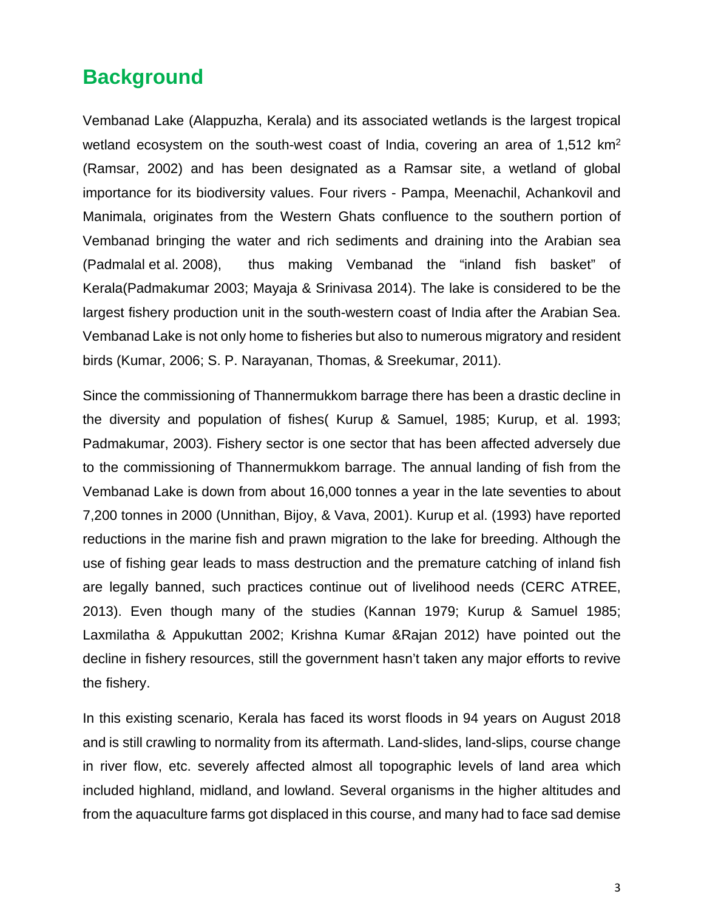## Background

Vembanad Lake (Alappuzha, Kerala) and its associated wetlands is the largest tropical wetland ecosystem on the south-west coast of India, covering an area of 1,512 $km^2$ (Ramsar, 2002) and has been designated as a Ramsar site, a wetland of global importance for its biodiversity values. Four rivers - Pampa, Meenachil, Achankovil and Manimala, originates from the Western Ghats confluence to the southern portion of Vembanad bringing the water and rich sediments and draining into the Arabian sea (Padmalal et al. 2008), thus making Vembanad the "inland fish basket" of Kerala(Padmakumar 2003; Mayaja & Srinivasa 2014). The lake is considered to be the largest fishery production unit in the south-western coast of India after the Arabian Sea. Vembanad Lake is not only home to fisheries but also to numerous migratory and resident birds (Kumar, 2006; S. P. Narayanan, Thomas, & Sreekumar, 2011).

Since the commissioning of Thannermukkom barrage there has been a drastic decline in the diversity and population of fishes( Kurup & Samuel, 1985; Kurup, et al. 1993; Padmakumar, 2003). Fishery sector is one sector that has been affected adversely due to the commissioning of Thannermukkom barrage. The annual landing of fish from the Vembanad Lake is down from about 16,000 tonnes a year in the late seventies to about 7,200 tonnes in 2000 (Unnithan, Bijoy, & Vava, 2001). Kurup et al. (1993) have reported reductions in the marine fish and prawn migration to the lake for breeding. Although the use of fishing gear leads to mass destruction and the premature catching of inland fish are legally banned, such practices continue out of livelihood needs (CERC ATREE, 2013). Even though many of the studies (Kannan 1979; Kurup & Samuel 1985; Laxmilatha & Appukuttan 2002; Krishna Kumar &Rajan 2012) have pointed out the decline in fishery resources, still the government hasn't taken any major efforts to revive the fishery.

In this existing scenario, Kerala has faced its worst floods in 94 years on August 2018 and is still crawling to normality from its aftermath. Land-slides, land-slips, course change in river flow, etc. severely affected almost all topographic levels of land area which included highland, midland, and lowland. Several organisms in the higher altitudes and from the aquaculture farms got displaced in this course, and many had to face sad demise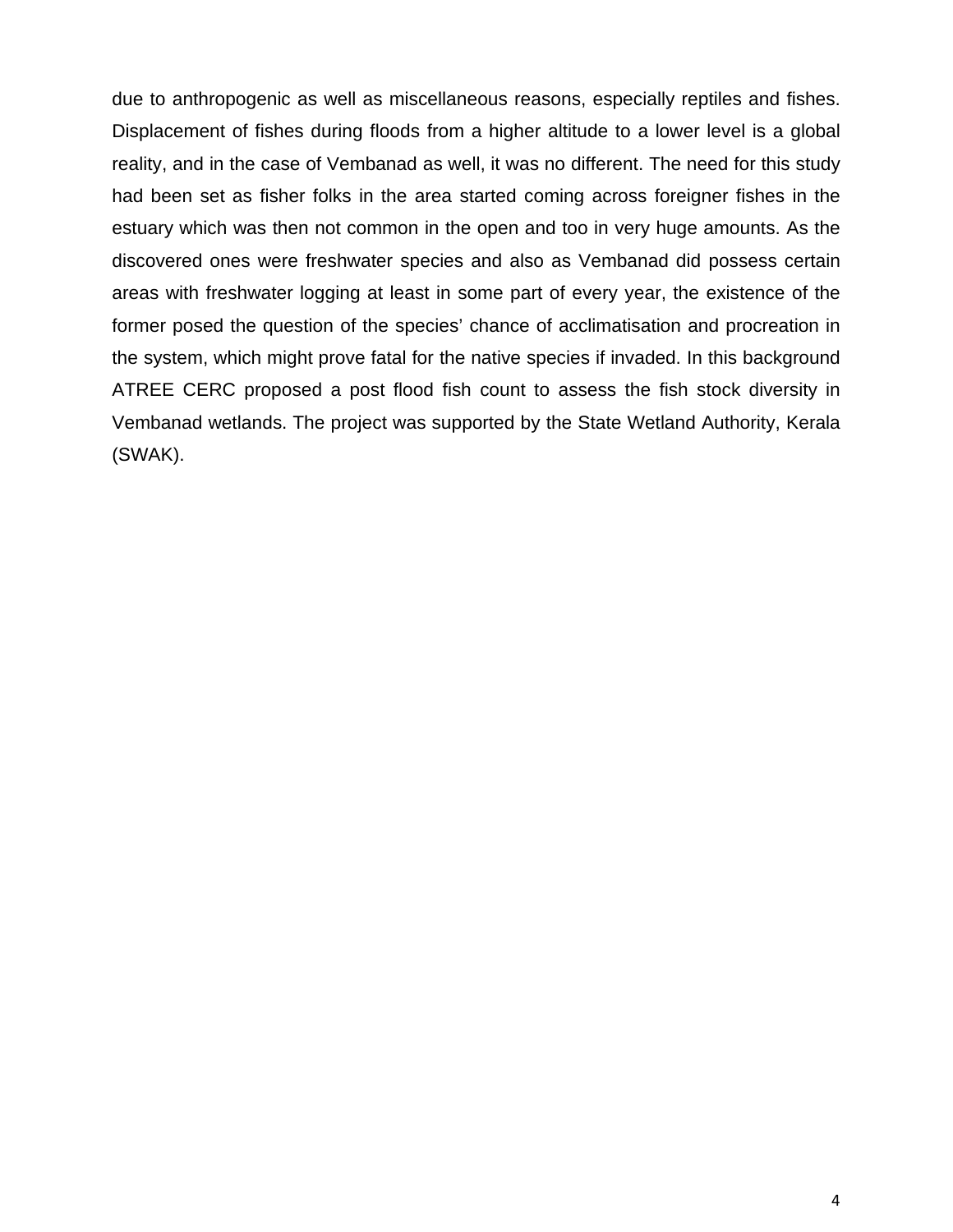due to anthropogenic as well as miscellaneous reasons, especially reptiles and fishes. Displacement of fishes during floods from a higher altitude to a lower level is a global reality, and in the case of Vembanad as well, it was no different. The need for this study had been set as fisher folks in the area started coming across foreigner fishes in the estuary which was then not common in the open and too in very huge amounts. As the discovered ones were freshwater species and also as Vembanad did possess certain areas with freshwater logging at least in some part of every year, the existence of the former posed the question of the species' chance of acclimatisation and procreation in the system, which might prove fatal for the native species if invaded. In this background ATREE CERC proposed a post flood fish count to assess the fish stock diversity in Vembanad wetlands. The project was supported by the State Wetland Authority, Kerala (SWAK).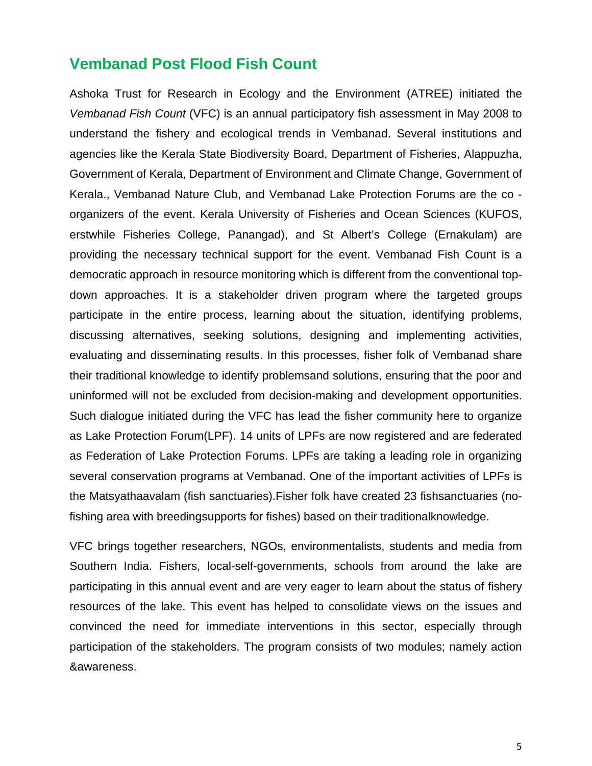## Vembanad Post Flood Fish Count

Ashoka Trust for Research in Ecology and the Environment (ATREE) initiated the *Vembanad Fish Count* (VFC) is an annual participatory fish assessment in May 2008 to understand the fishery and ecological trends in Vembanad. Several institutions and agencies like the Kerala State Biodiversity Board, Department of Fisheries, Alappuzha, Government of Kerala, Department of Environment and Climate Change, Government of Kerala., Vembanad Nature Club, and Vembanad Lake Protection Forums are the co - organizers of the event. Kerala University of Fisheries and Ocean Sciences (KUFOS, erstwhile Fisheries College, Panangad), and St Albert's College (Ernakulam) are providing the necessary technical support for the event. Vembanad Fish Count is a democratic approach in resource monitoring which is different from the conventional top-down approaches. It is a stakeholder driven program where the targeted groups participate in the entire process, learning about the situation, identifying problems, discussing alternatives, seeking solutions, designing and implementing activities, evaluating and disseminating results. In this processes, fisher folk of Vembanad share their traditional knowledge to identify problemsand solutions, ensuring that the poor and uninformed will not be excluded from decision-making and development opportunities. Such dialogue initiated during the VFC has lead the fisher community here to organize as Lake Protection Forum(LPF). 14 units of LPFs are now registered and are federated as Federation of Lake Protection Forums. LPFs are taking a leading role in organizing several conservation programs at Vembanad. One of the important activities of LPFs is the Matsyathaavalam (fish sanctuaries).Fisher folk have created 23 fishsanctuaries (no-fishing area with breedingsupports for fishes) based on their traditionalknowledge.

VFC brings together researchers, NGOs, environmentalists, students and media from Southern India. Fishers, local-self-governments, schools from around the lake are participating in this annual event and are very eager to learn about the status of fishery resources of the lake. This event has helped to consolidate views on the issues and convinced the need for immediate interventions in this sector, especially through participation of the stakeholders. The program consists of two modules; namely action &awareness.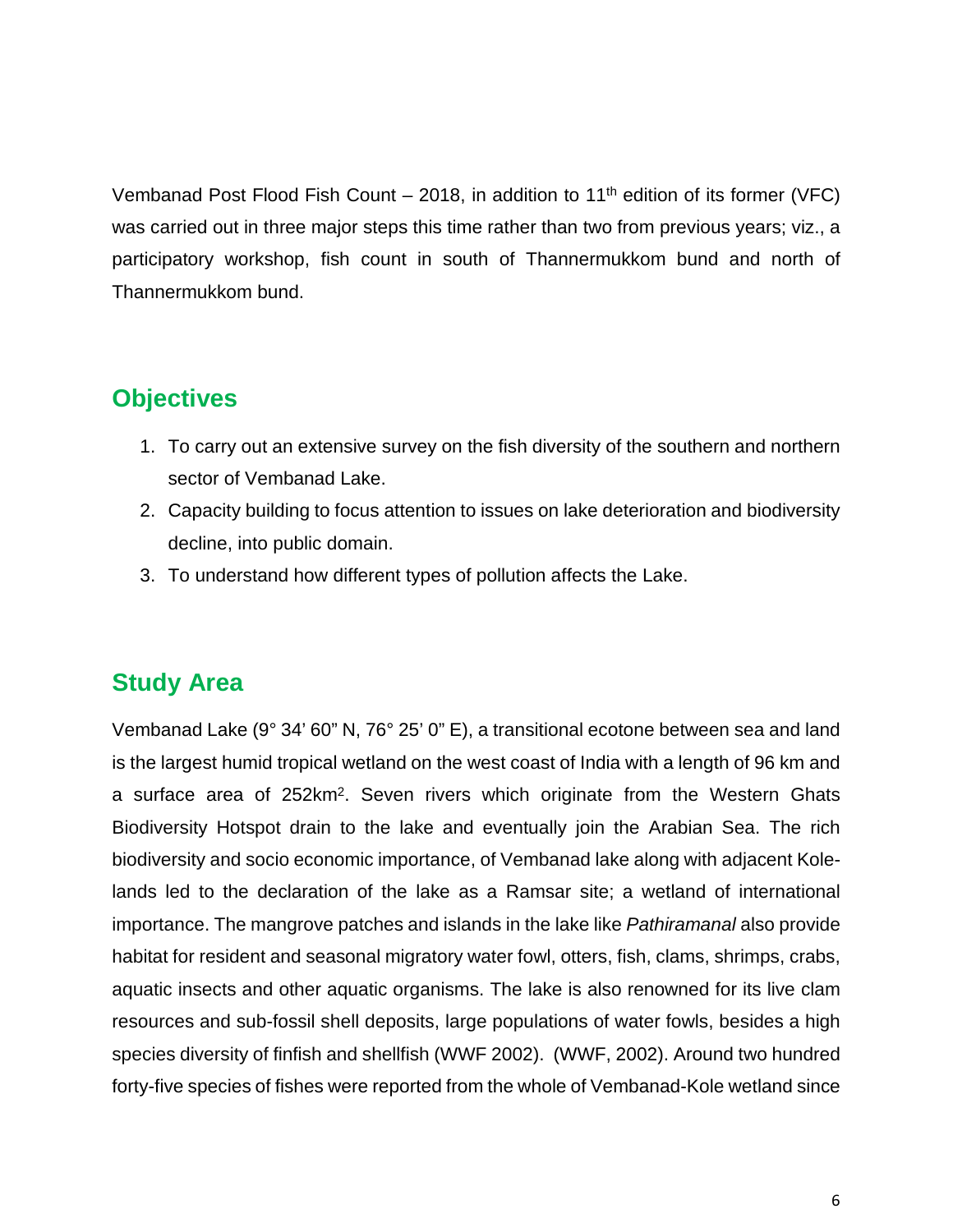Vembanad Post Flood Fish Count – 2018, in addition to 11th edition of its former (VFC) was carried out in three major steps this time rather than two from previous years; viz., a participatory workshop, fish count in south of Thannermukkom bund and north of Thannermukkom bund.

## Objectives

1. To carry out an extensive survey on the fish diversity of the southern and northern sector of Vembanad Lake.
2. Capacity building to focus attention to issues on lake deterioration and biodiversity decline, into public domain.
3. To understand how different types of pollution affects the Lake.

## Study Area

Vembanad Lake (9° 34' 60" N, 76° 25' 0" E), a transitional ecotone between sea and land is the largest humid tropical wetland on the west coast of India with a length of 96 km and a surface area of 252km$^2$. Seven rivers which originate from the Western Ghats Biodiversity Hotspot drain to the lake and eventually join the Arabian Sea. The rich biodiversity and socio economic importance, of Vembanad lake along with adjacent Kole-lands led to the declaration of the lake as a Ramsar site; a wetland of international importance. The mangrove patches and islands in the lake like *Pathiramanal* also provide habitat for resident and seasonal migratory water fowl, otters, fish, clams, shrimps, crabs, aquatic insects and other aquatic organisms. The lake is also renowned for its live clam resources and sub-fossil shell deposits, large populations of water fowls, besides a high species diversity of finfish and shellfish (WWF 2002). (WWF, 2002). Around two hundred forty-five species of fishes were reported from the whole of Vembanad-Kole wetland since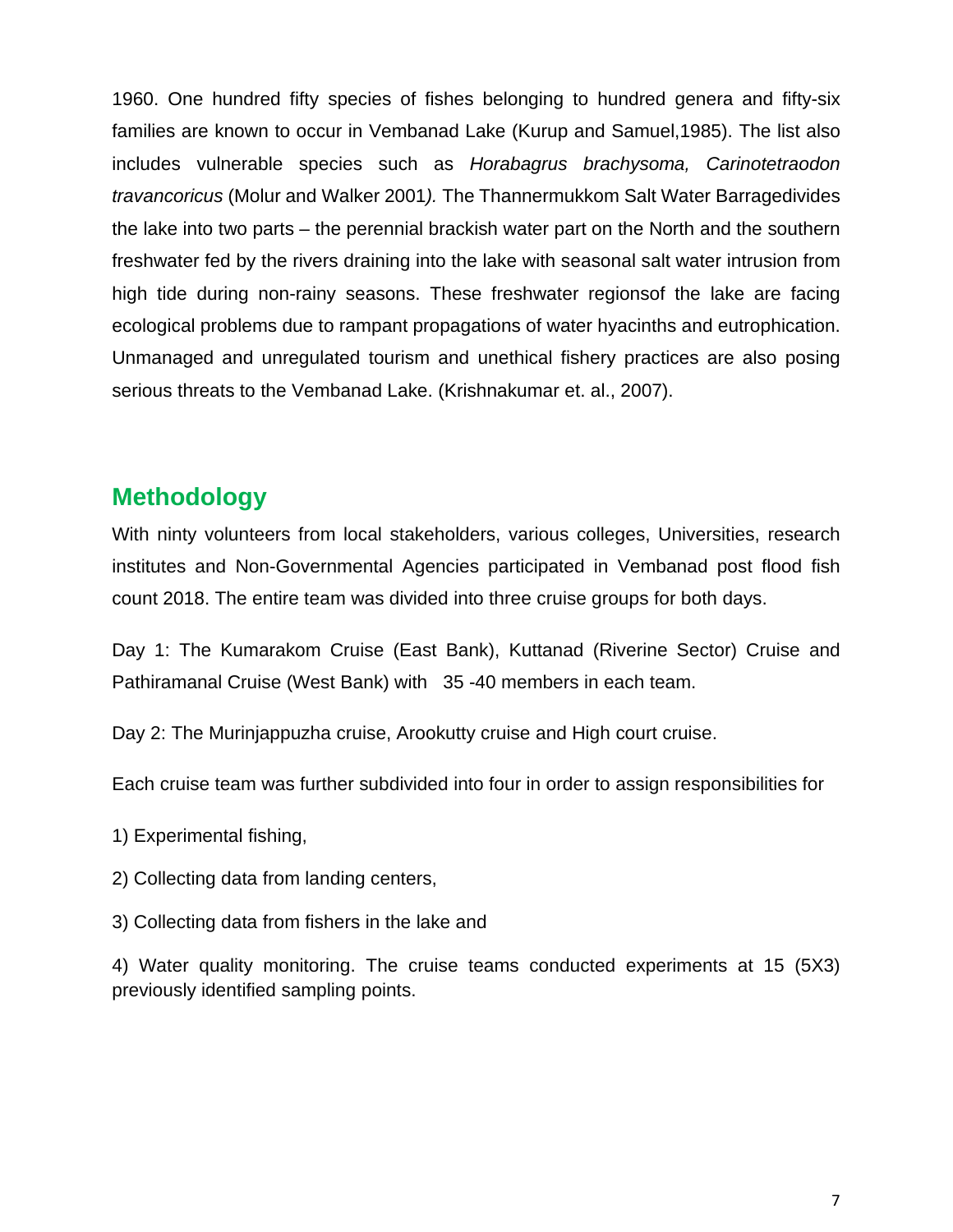1960. One hundred fifty species of fishes belonging to hundred genera and fifty-six families are known to occur in Vembanad Lake (Kurup and Samuel,1985). The list also includes vulnerable species such as *Horabagrus brachysoma, Carinotetraodon travancoricus* (Molur and Walker 2001*).* The Thannermukkom Salt Water Barragedivides the lake into two parts – the perennial brackish water part on the North and the southern freshwater fed by the rivers draining into the lake with seasonal salt water intrusion from high tide during non-rainy seasons. These freshwater regionsof the lake are facing ecological problems due to rampant propagations of water hyacinths and eutrophication. Unmanaged and unregulated tourism and unethical fishery practices are also posing serious threats to the Vembanad Lake. (Krishnakumar et. al., 2007).

## Methodology

With ninty volunteers from local stakeholders, various colleges, Universities, research institutes and Non-Governmental Agencies participated in Vembanad post flood fish count 2018. The entire team was divided into three cruise groups for both days.

Day 1: The Kumarakom Cruise (East Bank), Kuttanad (Riverine Sector) Cruise and Pathiramanal Cruise (West Bank) with 35 -40 members in each team.

Day 2: The Murinjappuzha cruise, Arookutty cruise and High court cruise.

Each cruise team was further subdivided into four in order to assign responsibilities for

1) Experimental fishing,

2) Collecting data from landing centers,

3) Collecting data from fishers in the lake and

4) Water quality monitoring. The cruise teams conducted experiments at 15 (5X3) previously identified sampling points.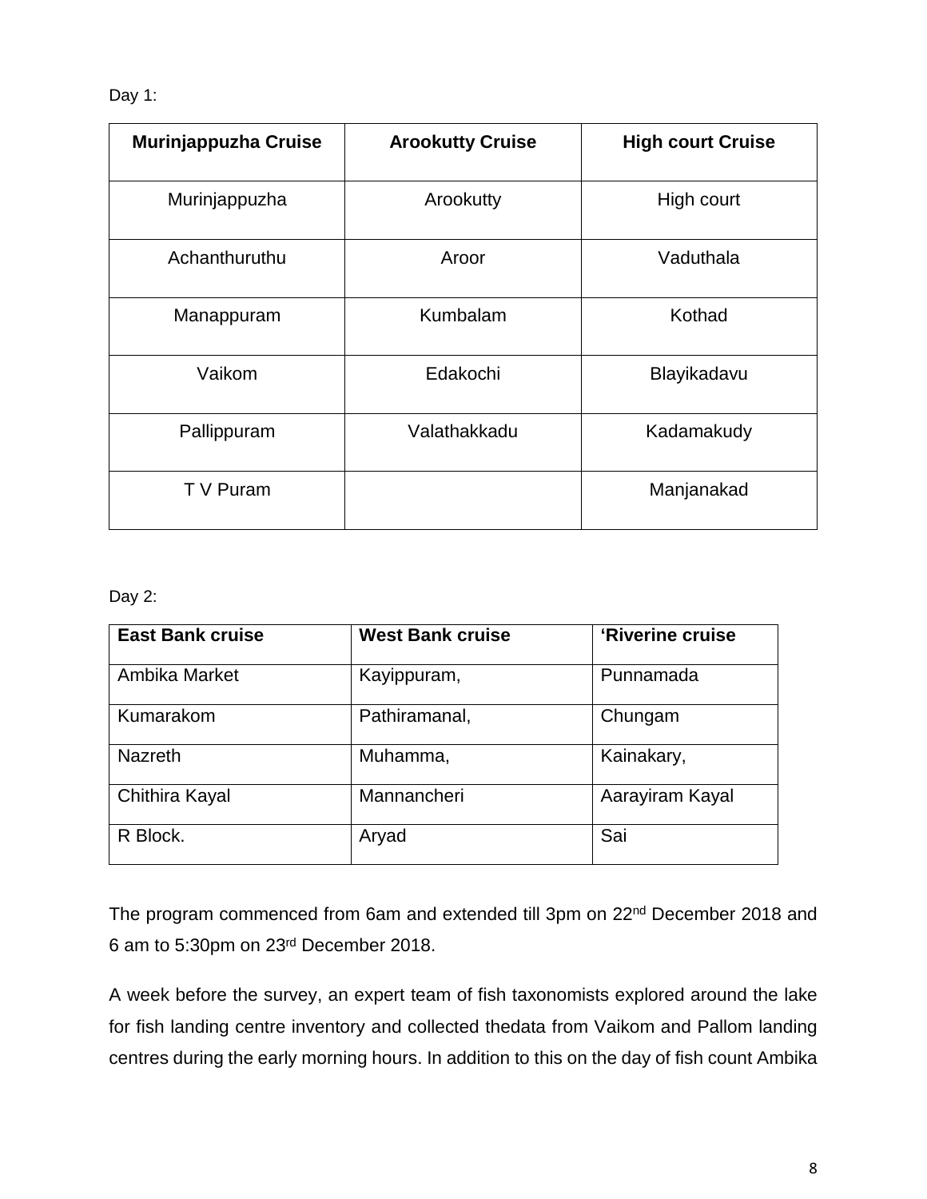Day 1:

| Murinjappuzha Cruise | Arookutty Cruise | High court Cruise |
|---|---|---|
| Murinjappuzha | Arookutty | High court |
| Achanthuruthu | Aroor | Vaduthala |
| Manappuram | Kumbalam | Kothad |
| Vaikom | Edakochi | Blayikadavu |
| Pallippuram | Valathakkadu | Kadamakudy |
| T V Puram | | Manjanakad |

Day 2:

| East Bank cruise | West Bank cruise | 'Riverine cruise |
|---|---|---|
| Ambika Market | Kayippuram, | Punnamada |
| Kumarakom | Pathiramanal, | Chungam |
| Nazreth | Muhamma, | Kainakary, |
| Chithira Kayal | Mannancheri | Aarayiram Kayal |
| R Block. | Aryad | Sai |

The program commenced from 6am and extended till 3pm on 22nd December 2018 and 6 am to 5:30pm on 23rd December 2018.

A week before the survey, an expert team of fish taxonomists explored around the lake for fish landing centre inventory and collected thedata from Vaikom and Pallom landing centres during the early morning hours. In addition to this on the day of fish count Ambika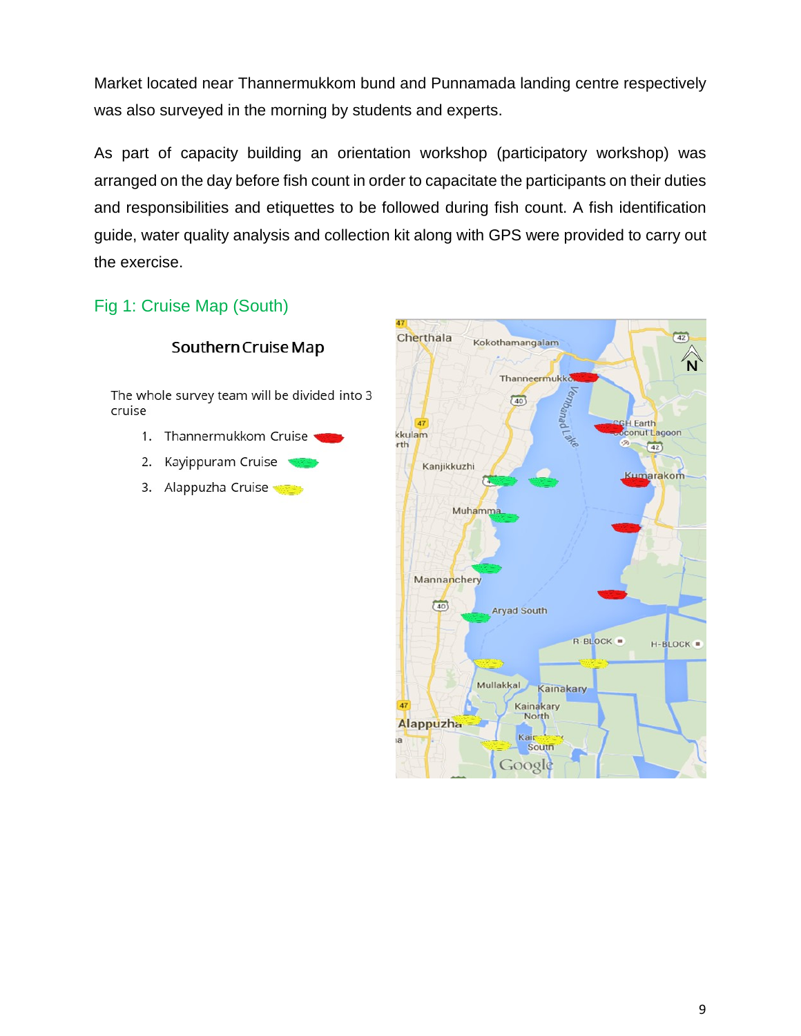Market located near Thannermukkom bund and Punnamada landing centre respectively was also surveyed in the morning by students and experts.

As part of capacity building an orientation workshop (participatory workshop) was arranged on the day before fish count in order to capacitate the participants on their duties and responsibilities and etiquettes to be followed during fish count. A fish identification guide, water quality analysis and collection kit along with GPS were provided to carry out the exercise.

Fig 1: Cruise Map (South)

**Southern Cruise Map**

The whole survey team will be divided into 3 cruise

1. Thannermukkom Cruise
2. Kayippuram Cruise
3. Alappuzha Cruise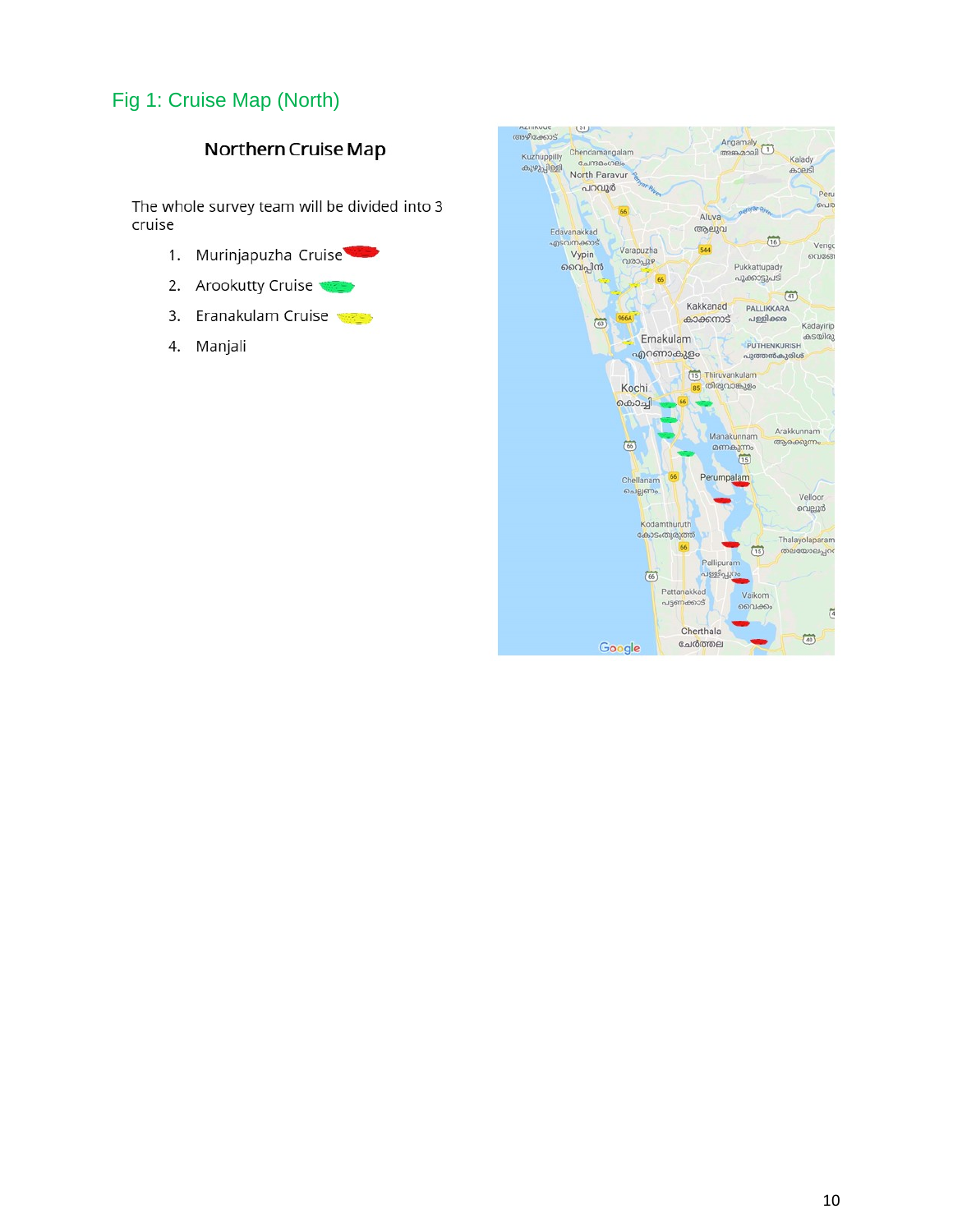## Fig 1: Cruise Map (North)

### Northern Cruise Map

The whole survey team will be divided into 3 cruise

1. Murinjapuzha Cruise
2. Arookutty Cruise
3. Eranakulam Cruise
4. Manjali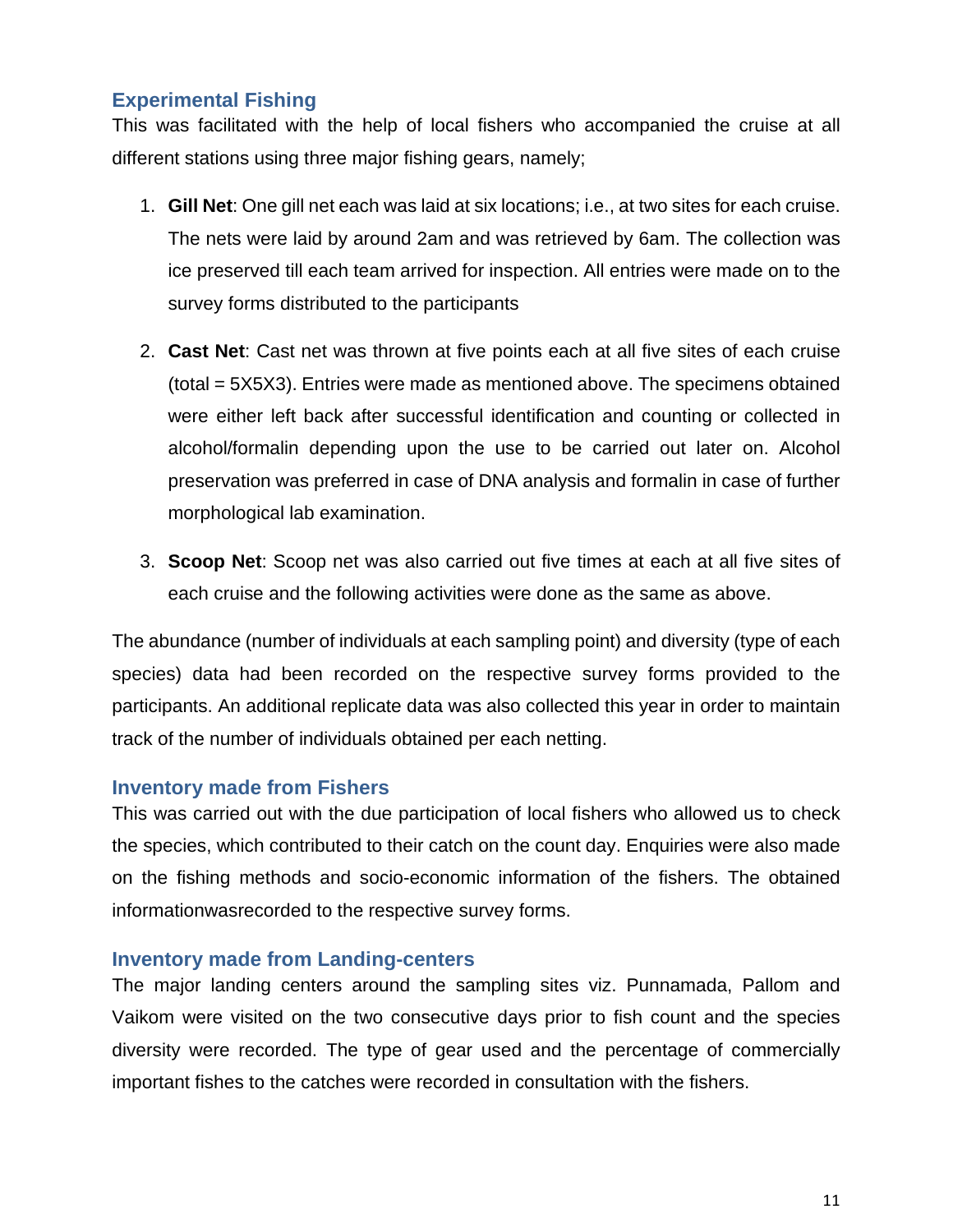## Experimental Fishing

This was facilitated with the help of local fishers who accompanied the cruise at all different stations using three major fishing gears, namely;

1. **Gill Net**: One gill net each was laid at six locations; i.e., at two sites for each cruise. The nets were laid by around 2am and was retrieved by 6am. The collection was ice preserved till each team arrived for inspection. All entries were made on to the survey forms distributed to the participants

2. **Cast Net**: Cast net was thrown at five points each at all five sites of each cruise (total = 5X5X3). Entries were made as mentioned above. The specimens obtained were either left back after successful identification and counting or collected in alcohol/formalin depending upon the use to be carried out later on. Alcohol preservation was preferred in case of DNA analysis and formalin in case of further morphological lab examination.

3. **Scoop Net**: Scoop net was also carried out five times at each at all five sites of each cruise and the following activities were done as the same as above.

The abundance (number of individuals at each sampling point) and diversity (type of each species) data had been recorded on the respective survey forms provided to the participants. An additional replicate data was also collected this year in order to maintain track of the number of individuals obtained per each netting.

## Inventory made from Fishers

This was carried out with the due participation of local fishers who allowed us to check the species, which contributed to their catch on the count day. Enquiries were also made on the fishing methods and socio-economic information of the fishers. The obtained informationwasrecorded to the respective survey forms.

## Inventory made from Landing-centers

The major landing centers around the sampling sites viz. Punnamada, Pallom and Vaikom were visited on the two consecutive days prior to fish count and the species diversity were recorded. The type of gear used and the percentage of commercially important fishes to the catches were recorded in consultation with the fishers.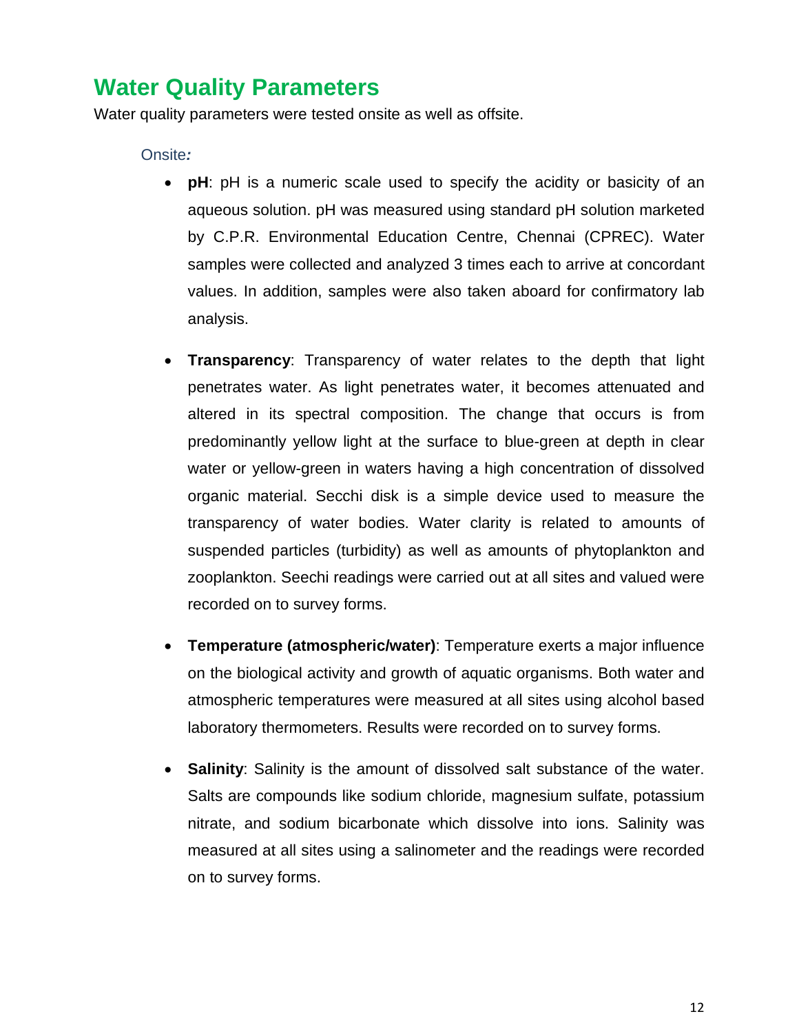## Water Quality Parameters

Water quality parameters were tested onsite as well as offsite.

Onsite*:*

- **pH**: pH is a numeric scale used to specify the acidity or basicity of an aqueous solution. pH was measured using standard pH solution marketed by C.P.R. Environmental Education Centre, Chennai (CPREC). Water samples were collected and analyzed 3 times each to arrive at concordant values. In addition, samples were also taken aboard for confirmatory lab analysis.

- **Transparency**: Transparency of water relates to the depth that light penetrates water. As light penetrates water, it becomes attenuated and altered in its spectral composition. The change that occurs is from predominantly yellow light at the surface to blue-green at depth in clear water or yellow-green in waters having a high concentration of dissolved organic material. Secchi disk is a simple device used to measure the transparency of water bodies. Water clarity is related to amounts of suspended particles (turbidity) as well as amounts of phytoplankton and zooplankton. Seechi readings were carried out at all sites and valued were recorded on to survey forms.

- **Temperature (atmospheric/water)**: Temperature exerts a major influence on the biological activity and growth of aquatic organisms. Both water and atmospheric temperatures were measured at all sites using alcohol based laboratory thermometers. Results were recorded on to survey forms.

- **Salinity**: Salinity is the amount of dissolved salt substance of the water. Salts are compounds like sodium chloride, magnesium sulfate, potassium nitrate, and sodium bicarbonate which dissolve into ions. Salinity was measured at all sites using a salinometer and the readings were recorded on to survey forms.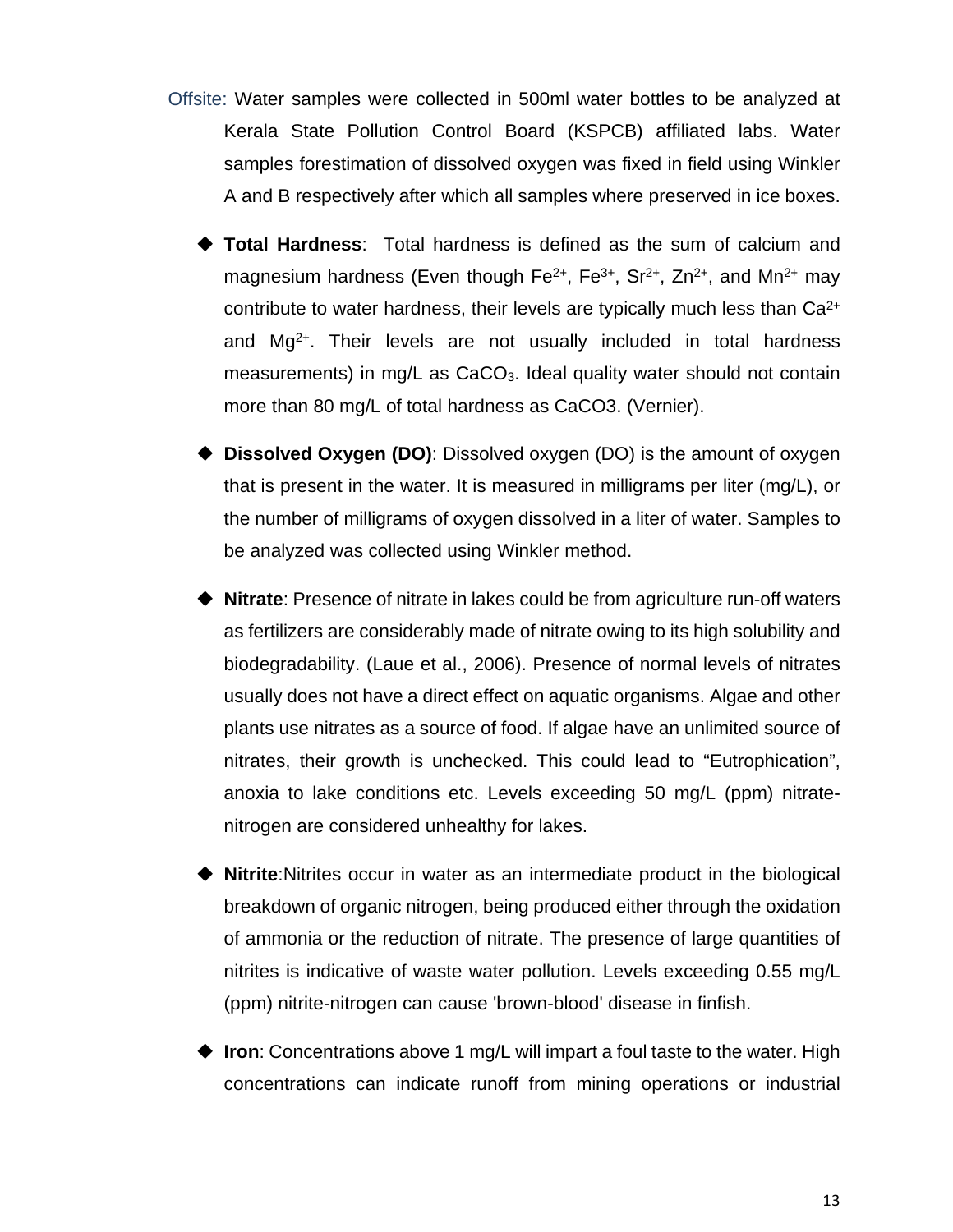Offsite: Water samples were collected in 500ml water bottles to be analyzed at Kerala State Pollution Control Board (KSPCB) affiliated labs. Water samples forestimation of dissolved oxygen was fixed in field using Winkler A and B respectively after which all samples where preserved in ice boxes.

- **Total Hardness**: Total hardness is defined as the sum of calcium and magnesium hardness (Even though $Fe^{2+}$, $Fe^{3+}$, $Sr^{2+}$, $Zn^{2+}$, and $Mn^{2+}$ may contribute to water hardness, their levels are typically much less than $Ca^{2+}$ and $Mg^{2+}$. Their levels are not usually included in total hardness measurements) in mg/L as $CaCO_3$. Ideal quality water should not contain more than 80 mg/L of total hardness as CaCO3. (Vernier).

- **Dissolved Oxygen (DO)**: Dissolved oxygen (DO) is the amount of oxygen that is present in the water. It is measured in milligrams per liter (mg/L), or the number of milligrams of oxygen dissolved in a liter of water. Samples to be analyzed was collected using Winkler method.

- **Nitrate**: Presence of nitrate in lakes could be from agriculture run-off waters as fertilizers are considerably made of nitrate owing to its high solubility and biodegradability. (Laue et al., 2006). Presence of normal levels of nitrates usually does not have a direct effect on aquatic organisms. Algae and other plants use nitrates as a source of food. If algae have an unlimited source of nitrates, their growth is unchecked. This could lead to "Eutrophication", anoxia to lake conditions etc. Levels exceeding 50 mg/L (ppm) nitrate-nitrogen are considered unhealthy for lakes.

- **Nitrite**:Nitrites occur in water as an intermediate product in the biological breakdown of organic nitrogen, being produced either through the oxidation of ammonia or the reduction of nitrate. The presence of large quantities of nitrites is indicative of waste water pollution. Levels exceeding 0.55 mg/L (ppm) nitrite-nitrogen can cause 'brown-blood' disease in finfish.

- **Iron**: Concentrations above 1 mg/L will impart a foul taste to the water. High concentrations can indicate runoff from mining operations or industrial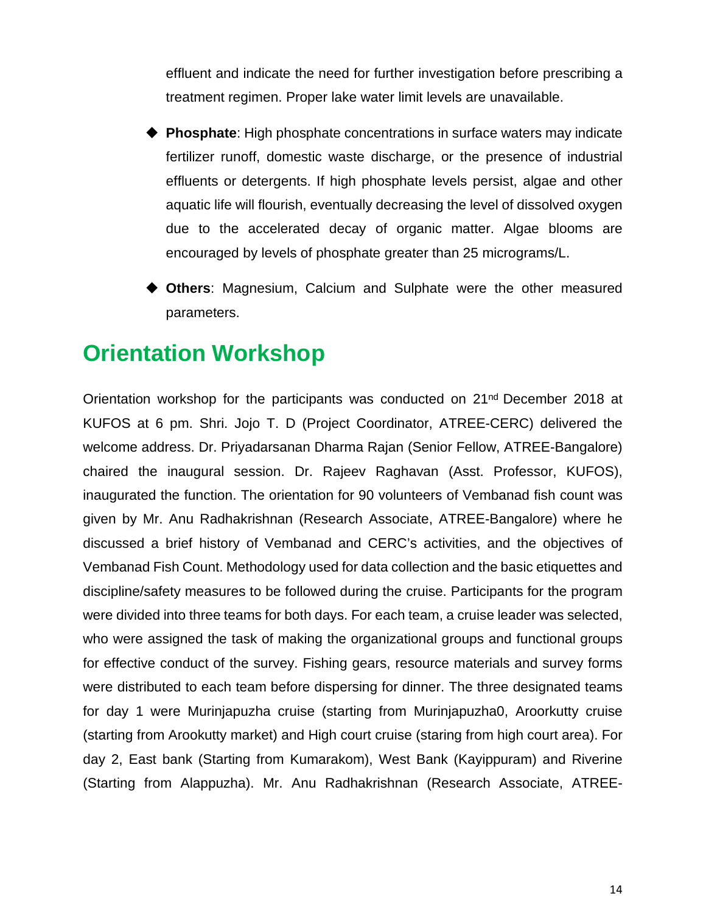effluent and indicate the need for further investigation before prescribing a treatment regimen. Proper lake water limit levels are unavailable.

- **Phosphate**: High phosphate concentrations in surface waters may indicate fertilizer runoff, domestic waste discharge, or the presence of industrial effluents or detergents. If high phosphate levels persist, algae and other aquatic life will flourish, eventually decreasing the level of dissolved oxygen due to the accelerated decay of organic matter. Algae blooms are encouraged by levels of phosphate greater than 25 micrograms/L.

- **Others**: Magnesium, Calcium and Sulphate were the other measured parameters.

## Orientation Workshop

Orientation workshop for the participants was conducted on 21nd December 2018 at KUFOS at 6 pm. Shri. Jojo T. D (Project Coordinator, ATREE-CERC) delivered the welcome address. Dr. Priyadarsanan Dharma Rajan (Senior Fellow, ATREE-Bangalore) chaired the inaugural session. Dr. Rajeev Raghavan (Asst. Professor, KUFOS), inaugurated the function. The orientation for 90 volunteers of Vembanad fish count was given by Mr. Anu Radhakrishnan (Research Associate, ATREE-Bangalore) where he discussed a brief history of Vembanad and CERC's activities, and the objectives of Vembanad Fish Count. Methodology used for data collection and the basic etiquettes and discipline/safety measures to be followed during the cruise. Participants for the program were divided into three teams for both days. For each team, a cruise leader was selected, who were assigned the task of making the organizational groups and functional groups for effective conduct of the survey. Fishing gears, resource materials and survey forms were distributed to each team before dispersing for dinner. The three designated teams for day 1 were Murinjapuzha cruise (starting from Murinjapuzha0, Aroorkutty cruise (starting from Arookutty market) and High court cruise (staring from high court area). For day 2, East bank (Starting from Kumarakom), West Bank (Kayippuram) and Riverine (Starting from Alappuzha). Mr. Anu Radhakrishnan (Research Associate, ATREE-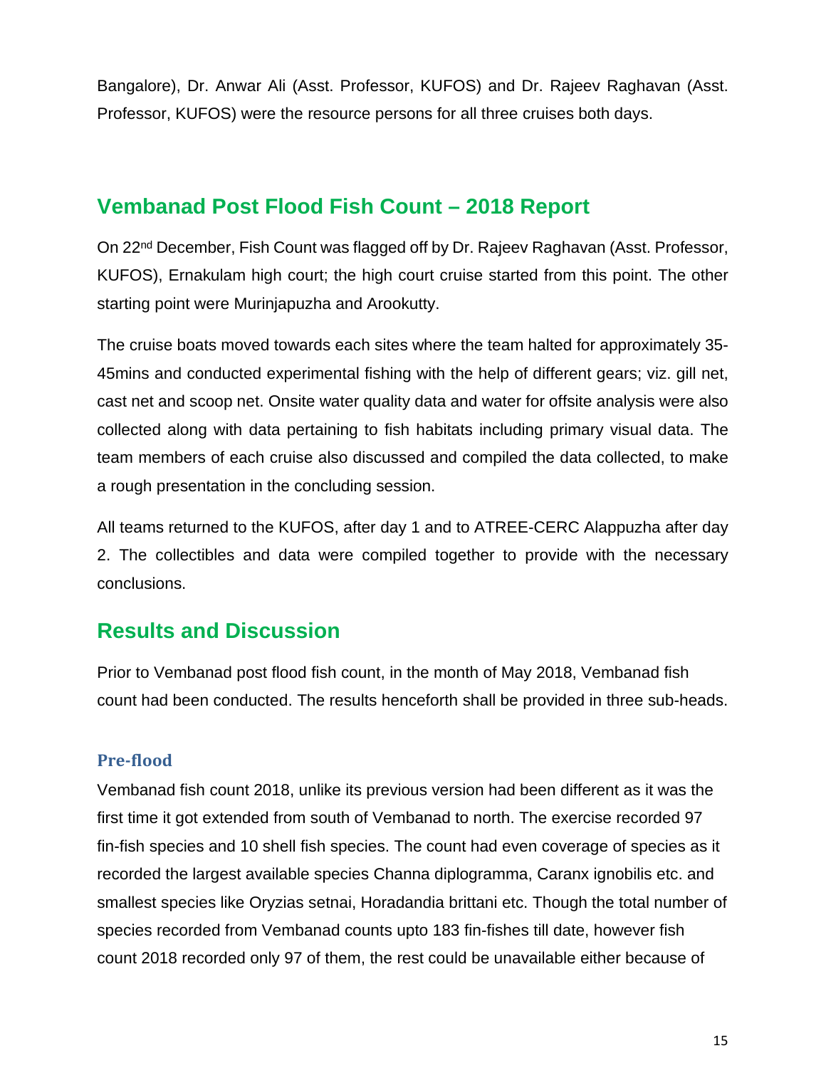Bangalore), Dr. Anwar Ali (Asst. Professor, KUFOS) and Dr. Rajeev Raghavan (Asst. Professor, KUFOS) were the resource persons for all three cruises both days.

## Vembanad Post Flood Fish Count – 2018 Report

On 22[nd] December, Fish Count was flagged off by Dr. Rajeev Raghavan (Asst. Professor, KUFOS), Ernakulam high court; the high court cruise started from this point. The other starting point were Murinjapuzha and Arookutty.

The cruise boats moved towards each sites where the team halted for approximately 35-45mins and conducted experimental fishing with the help of different gears; viz. gill net, cast net and scoop net. Onsite water quality data and water for offsite analysis were also collected along with data pertaining to fish habitats including primary visual data. The team members of each cruise also discussed and compiled the data collected, to make a rough presentation in the concluding session.

All teams returned to the KUFOS, after day 1 and to ATREE-CERC Alappuzha after day 2. The collectibles and data were compiled together to provide with the necessary conclusions.

## Results and Discussion

Prior to Vembanad post flood fish count, in the month of May 2018, Vembanad fish count had been conducted. The results henceforth shall be provided in three sub-heads.

### Pre-flood

Vembanad fish count 2018, unlike its previous version had been different as it was the first time it got extended from south of Vembanad to north. The exercise recorded 97 fin-fish species and 10 shell fish species. The count had even coverage of species as it recorded the largest available species Channa diplogramma, Caranx ignobilis etc. and smallest species like Oryzias setnai, Horadandia brittani etc. Though the total number of species recorded from Vembanad counts upto 183 fin-fishes till date, however fish count 2018 recorded only 97 of them, the rest could be unavailable either because of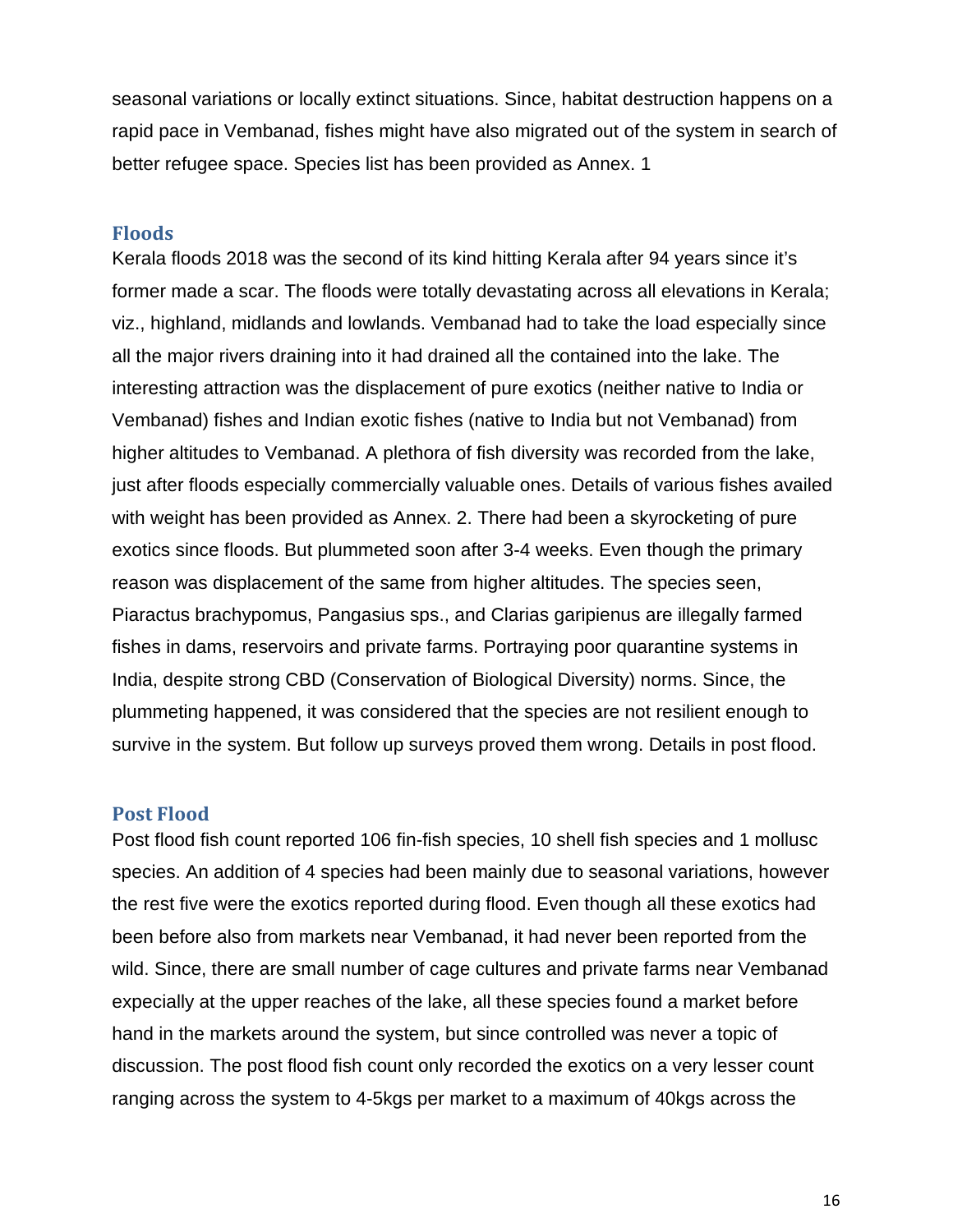seasonal variations or locally extinct situations. Since, habitat destruction happens on a rapid pace in Vembanad, fishes might have also migrated out of the system in search of better refugee space. Species list has been provided as Annex. 1

## Floods

Kerala floods 2018 was the second of its kind hitting Kerala after 94 years since it's former made a scar. The floods were totally devastating across all elevations in Kerala; viz., highland, midlands and lowlands. Vembanad had to take the load especially since all the major rivers draining into it had drained all the contained into the lake. The interesting attraction was the displacement of pure exotics (neither native to India or Vembanad) fishes and Indian exotic fishes (native to India but not Vembanad) from higher altitudes to Vembanad. A plethora of fish diversity was recorded from the lake, just after floods especially commercially valuable ones. Details of various fishes availed with weight has been provided as Annex. 2. There had been a skyrocketing of pure exotics since floods. But plummeted soon after 3-4 weeks. Even though the primary reason was displacement of the same from higher altitudes. The species seen, Piaractus brachypomus, Pangasius sps., and Clarias garipienus are illegally farmed fishes in dams, reservoirs and private farms. Portraying poor quarantine systems in India, despite strong CBD (Conservation of Biological Diversity) norms. Since, the plummeting happened, it was considered that the species are not resilient enough to survive in the system. But follow up surveys proved them wrong. Details in post flood.

## Post Flood

Post flood fish count reported 106 fin-fish species, 10 shell fish species and 1 mollusc species. An addition of 4 species had been mainly due to seasonal variations, however the rest five were the exotics reported during flood. Even though all these exotics had been before also from markets near Vembanad, it had never been reported from the wild. Since, there are small number of cage cultures and private farms near Vembanad expecially at the upper reaches of the lake, all these species found a market before hand in the markets around the system, but since controlled was never a topic of discussion. The post flood fish count only recorded the exotics on a very lesser count ranging across the system to 4-5kgs per market to a maximum of 40kgs across the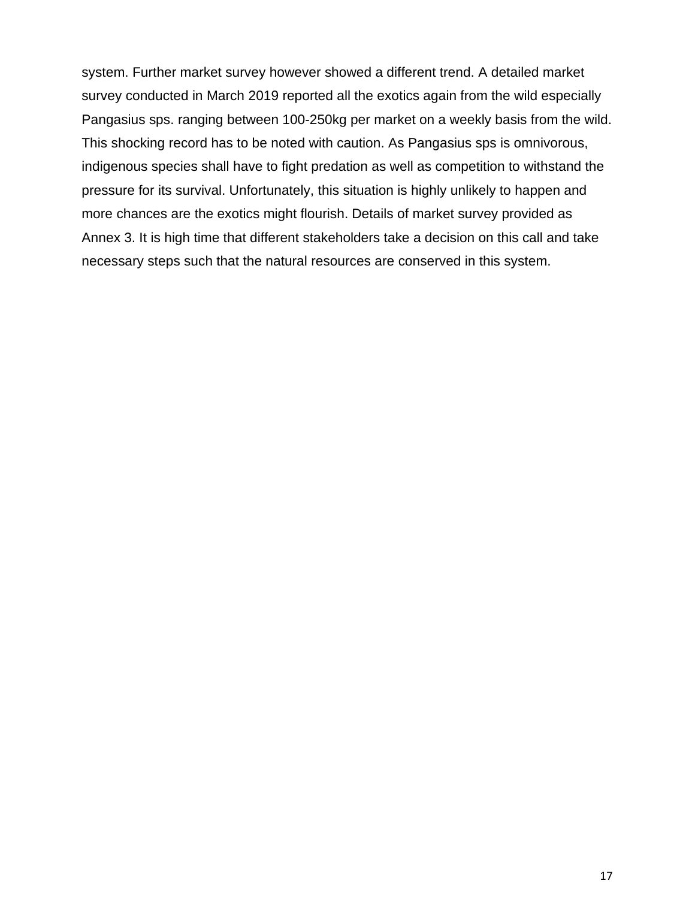system. Further market survey however showed a different trend. A detailed market survey conducted in March 2019 reported all the exotics again from the wild especially Pangasius sps. ranging between 100-250kg per market on a weekly basis from the wild. This shocking record has to be noted with caution. As Pangasius sps is omnivorous, indigenous species shall have to fight predation as well as competition to withstand the pressure for its survival. Unfortunately, this situation is highly unlikely to happen and more chances are the exotics might flourish. Details of market survey provided as Annex 3. It is high time that different stakeholders take a decision on this call and take necessary steps such that the natural resources are conserved in this system.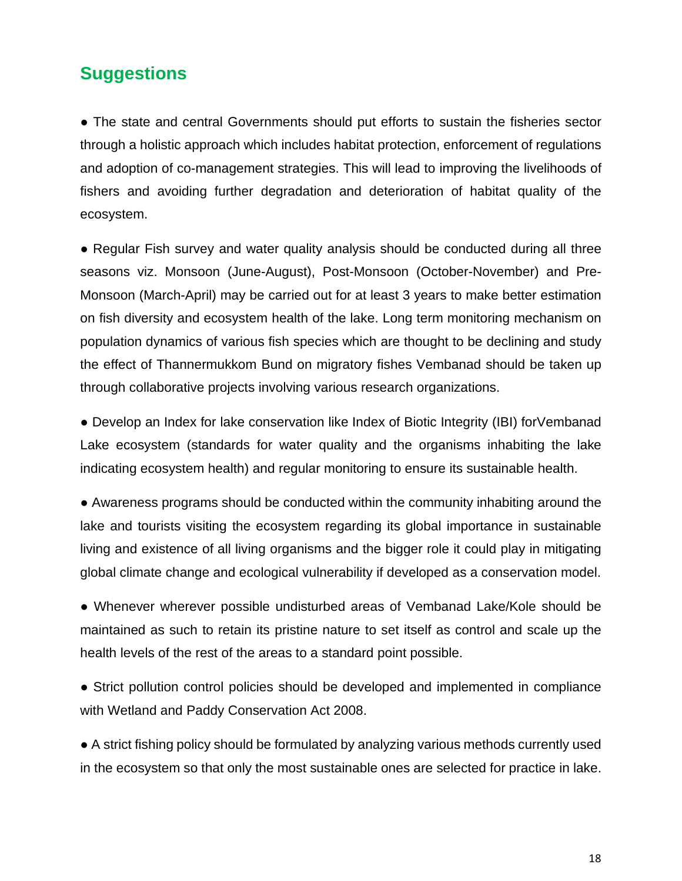## Suggestions

- The state and central Governments should put efforts to sustain the fisheries sector through a holistic approach which includes habitat protection, enforcement of regulations and adoption of co-management strategies. This will lead to improving the livelihoods of fishers and avoiding further degradation and deterioration of habitat quality of the ecosystem.

- Regular Fish survey and water quality analysis should be conducted during all three seasons viz. Monsoon (June-August), Post-Monsoon (October-November) and Pre-Monsoon (March-April) may be carried out for at least 3 years to make better estimation on fish diversity and ecosystem health of the lake. Long term monitoring mechanism on population dynamics of various fish species which are thought to be declining and study the effect of Thannermukkom Bund on migratory fishes Vembanad should be taken up through collaborative projects involving various research organizations.

- Develop an Index for lake conservation like Index of Biotic Integrity (IBI) forVembanad Lake ecosystem (standards for water quality and the organisms inhabiting the lake indicating ecosystem health) and regular monitoring to ensure its sustainable health.

- Awareness programs should be conducted within the community inhabiting around the lake and tourists visiting the ecosystem regarding its global importance in sustainable living and existence of all living organisms and the bigger role it could play in mitigating global climate change and ecological vulnerability if developed as a conservation model.

- Whenever wherever possible undisturbed areas of Vembanad Lake/Kole should be maintained as such to retain its pristine nature to set itself as control and scale up the health levels of the rest of the areas to a standard point possible.

- Strict pollution control policies should be developed and implemented in compliance with Wetland and Paddy Conservation Act 2008.

- A strict fishing policy should be formulated by analyzing various methods currently used in the ecosystem so that only the most sustainable ones are selected for practice in lake.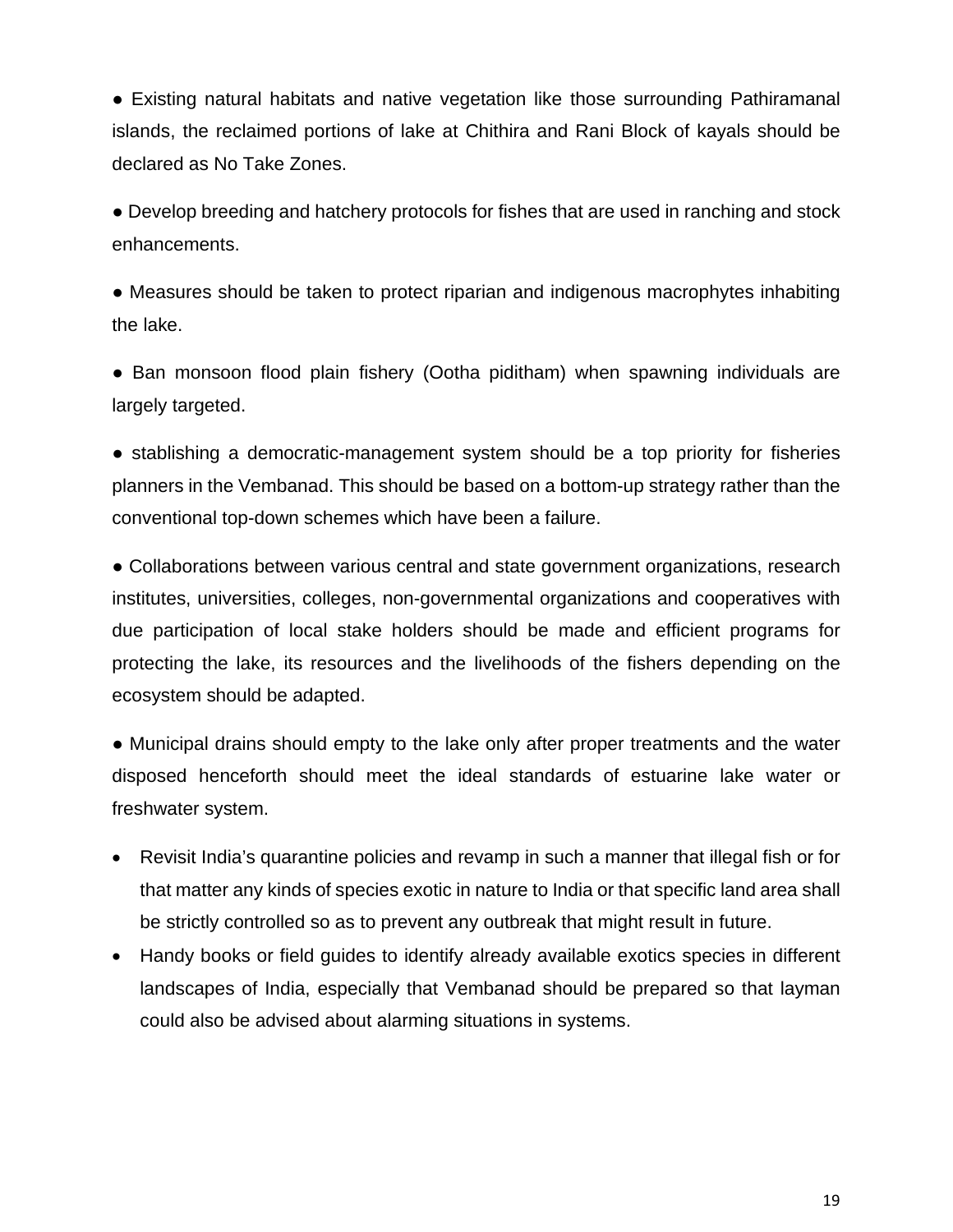● Existing natural habitats and native vegetation like those surrounding Pathiramanal islands, the reclaimed portions of lake at Chithira and Rani Block of kayals should be declared as No Take Zones.

● Develop breeding and hatchery protocols for fishes that are used in ranching and stock enhancements.

● Measures should be taken to protect riparian and indigenous macrophytes inhabiting the lake.

● Ban monsoon flood plain fishery (Ootha piditham) when spawning individuals are largely targeted.

● stablishing a democratic-management system should be a top priority for fisheries planners in the Vembanad. This should be based on a bottom-up strategy rather than the conventional top-down schemes which have been a failure.

● Collaborations between various central and state government organizations, research institutes, universities, colleges, non-governmental organizations and cooperatives with due participation of local stake holders should be made and efficient programs for protecting the lake, its resources and the livelihoods of the fishers depending on the ecosystem should be adapted.

● Municipal drains should empty to the lake only after proper treatments and the water disposed henceforth should meet the ideal standards of estuarine lake water or freshwater system.

- Revisit India's quarantine policies and revamp in such a manner that illegal fish or for that matter any kinds of species exotic in nature to India or that specific land area shall be strictly controlled so as to prevent any outbreak that might result in future.
- Handy books or field guides to identify already available exotics species in different landscapes of India, especially that Vembanad should be prepared so that layman could also be advised about alarming situations in systems.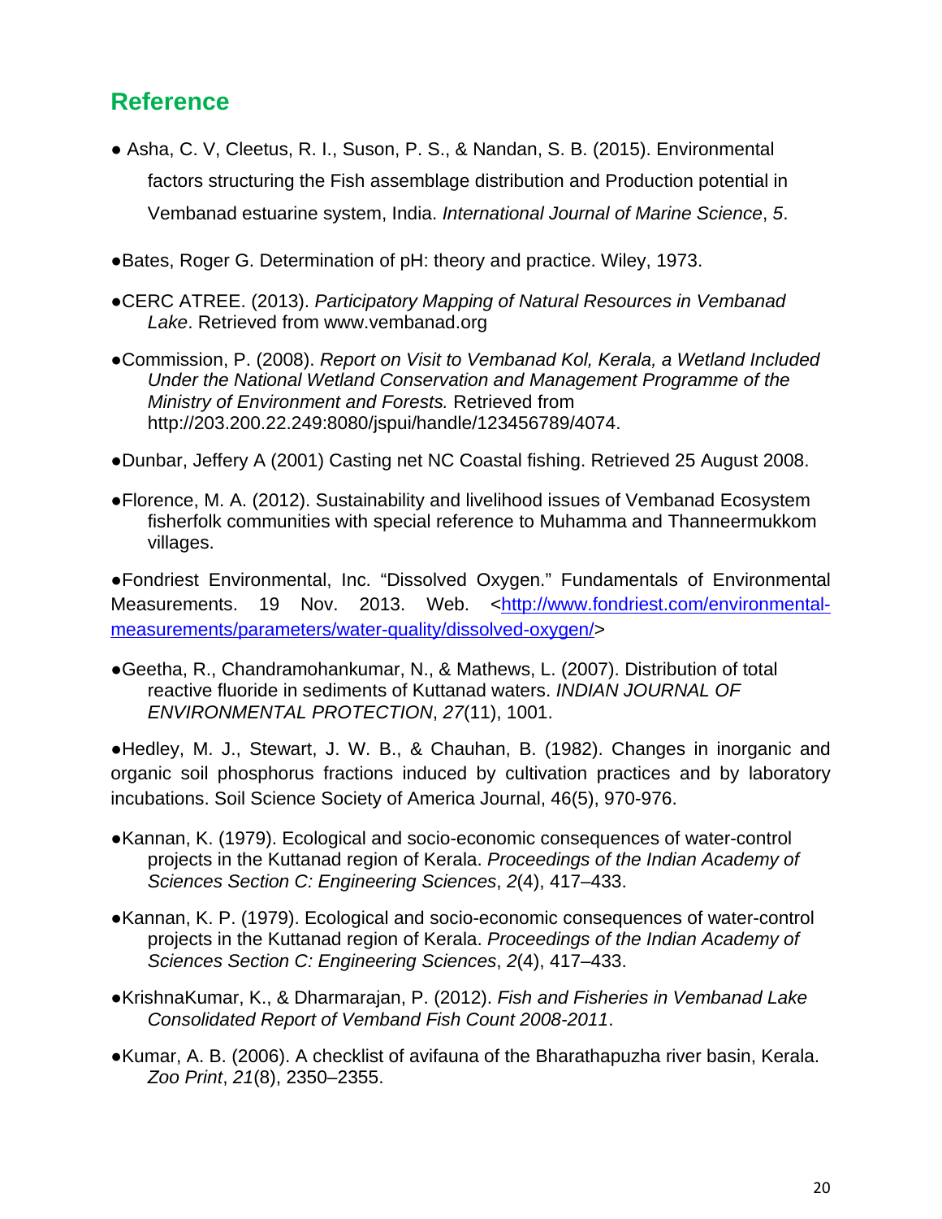## Reference

- Asha, C. V, Cleetus, R. I., Suson, P. S., & Nandan, S. B. (2015). Environmental factors structuring the Fish assemblage distribution and Production potential in Vembanad estuarine system, India. *International Journal of Marine Science*, *5*.

- Bates, Roger G. Determination of pH: theory and practice. Wiley, 1973.

- CERC ATREE. (2013). *Participatory Mapping of Natural Resources in Vembanad Lake*. Retrieved from www.vembanad.org

- Commission, P. (2008). *Report on Visit to Vembanad Kol, Kerala, a Wetland Included Under the National Wetland Conservation and Management Programme of the Ministry of Environment and Forests.* Retrieved from http://203.200.22.249:8080/jspui/handle/123456789/4074.

- Dunbar, Jeffery A (2001) Casting net NC Coastal fishing. Retrieved 25 August 2008.

- Florence, M. A. (2012). Sustainability and livelihood issues of Vembanad Ecosystem fisherfolk communities with special reference to Muhamma and Thanneermukkom villages.

- Fondriest Environmental, Inc. "Dissolved Oxygen." Fundamentals of Environmental Measurements. 19 Nov. 2013. Web. <[http://www.fondriest.com/environmental-measurements/parameters/water-quality/dissolved-oxygen/](http://www.fondriest.com/environmental-measurements/parameters/water-quality/dissolved-oxygen/)>

- Geetha, R., Chandramohankumar, N., & Mathews, L. (2007). Distribution of total reactive fluoride in sediments of Kuttanad waters. *INDIAN JOURNAL OF ENVIRONMENTAL PROTECTION*, *27*(11), 1001.

- Hedley, M. J., Stewart, J. W. B., & Chauhan, B. (1982). Changes in inorganic and organic soil phosphorus fractions induced by cultivation practices and by laboratory incubations. Soil Science Society of America Journal, 46(5), 970-976.

- Kannan, K. (1979). Ecological and socio-economic consequences of water-control projects in the Kuttanad region of Kerala. *Proceedings of the Indian Academy of Sciences Section C: Engineering Sciences*, *2*(4), 417–433.

- Kannan, K. P. (1979). Ecological and socio-economic consequences of water-control projects in the Kuttanad region of Kerala. *Proceedings of the Indian Academy of Sciences Section C: Engineering Sciences*, *2*(4), 417–433.

- KrishnaKumar, K., & Dharmarajan, P. (2012). *Fish and Fisheries in Vembanad Lake Consolidated Report of Vemband Fish Count 2008-2011*.

- Kumar, A. B. (2006). A checklist of avifauna of the Bharathapuzha river basin, Kerala. *Zoo Print*, *21*(8), 2350–2355.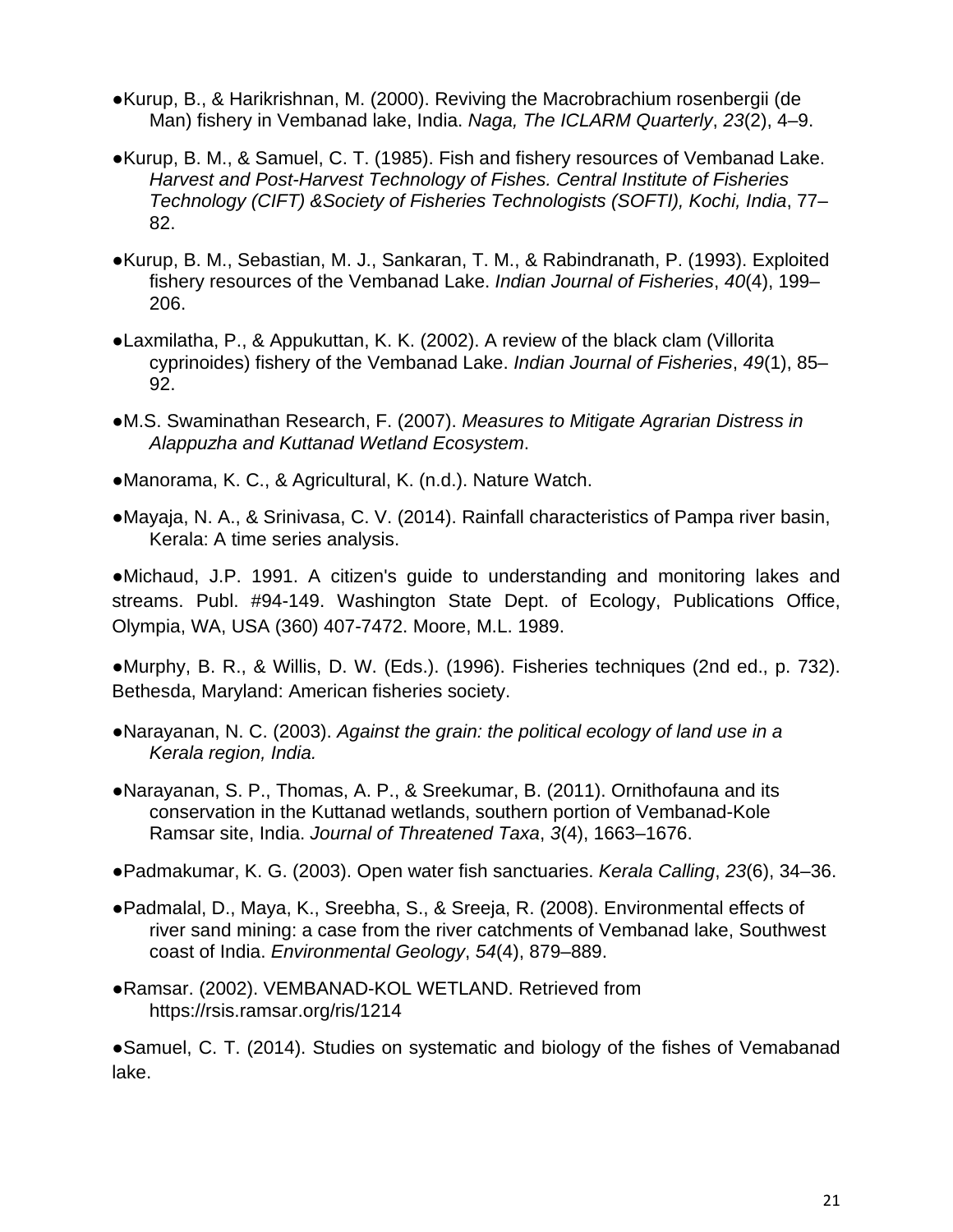- Kurup, B., & Harikrishnan, M. (2000). Reviving the Macrobrachium rosenbergii (de Man) fishery in Vembanad lake, India. *Naga, The ICLARM Quarterly*, *23*(2), 4–9.

- Kurup, B. M., & Samuel, C. T. (1985). Fish and fishery resources of Vembanad Lake. *Harvest and Post-Harvest Technology of Fishes. Central Institute of Fisheries Technology (CIFT) &Society of Fisheries Technologists (SOFTI), Kochi, India*, 77–82.

- Kurup, B. M., Sebastian, M. J., Sankaran, T. M., & Rabindranath, P. (1993). Exploited fishery resources of the Vembanad Lake. *Indian Journal of Fisheries*, *40*(4), 199–206.

- Laxmilatha, P., & Appukuttan, K. K. (2002). A review of the black clam (Villorita cyprinoides) fishery of the Vembanad Lake. *Indian Journal of Fisheries*, *49*(1), 85–92.

- M.S. Swaminathan Research, F. (2007). *Measures to Mitigate Agrarian Distress in Alappuzha and Kuttanad Wetland Ecosystem*.

- Manorama, K. C., & Agricultural, K. (n.d.). Nature Watch.

- Mayaja, N. A., & Srinivasa, C. V. (2014). Rainfall characteristics of Pampa river basin, Kerala: A time series analysis.

- Michaud, J.P. 1991. A citizen's guide to understanding and monitoring lakes and streams. Publ. #94-149. Washington State Dept. of Ecology, Publications Office, Olympia, WA, USA (360) 407-7472. Moore, M.L. 1989.

- Murphy, B. R., & Willis, D. W. (Eds.). (1996). Fisheries techniques (2nd ed., p. 732). Bethesda, Maryland: American fisheries society.

- Narayanan, N. C. (2003). *Against the grain: the political ecology of land use in a Kerala region, India.*

- Narayanan, S. P., Thomas, A. P., & Sreekumar, B. (2011). Ornithofauna and its conservation in the Kuttanad wetlands, southern portion of Vembanad-Kole Ramsar site, India. *Journal of Threatened Taxa*, *3*(4), 1663–1676.

- Padmakumar, K. G. (2003). Open water fish sanctuaries. *Kerala Calling*, *23*(6), 34–36.

- Padmalal, D., Maya, K., Sreebha, S., & Sreeja, R. (2008). Environmental effects of river sand mining: a case from the river catchments of Vembanad lake, Southwest coast of India. *Environmental Geology*, *54*(4), 879–889.

- Ramsar. (2002). VEMBANAD-KOL WETLAND. Retrieved from https://rsis.ramsar.org/ris/1214

- Samuel, C. T. (2014). Studies on systematic and biology of the fishes of Vemabanad lake.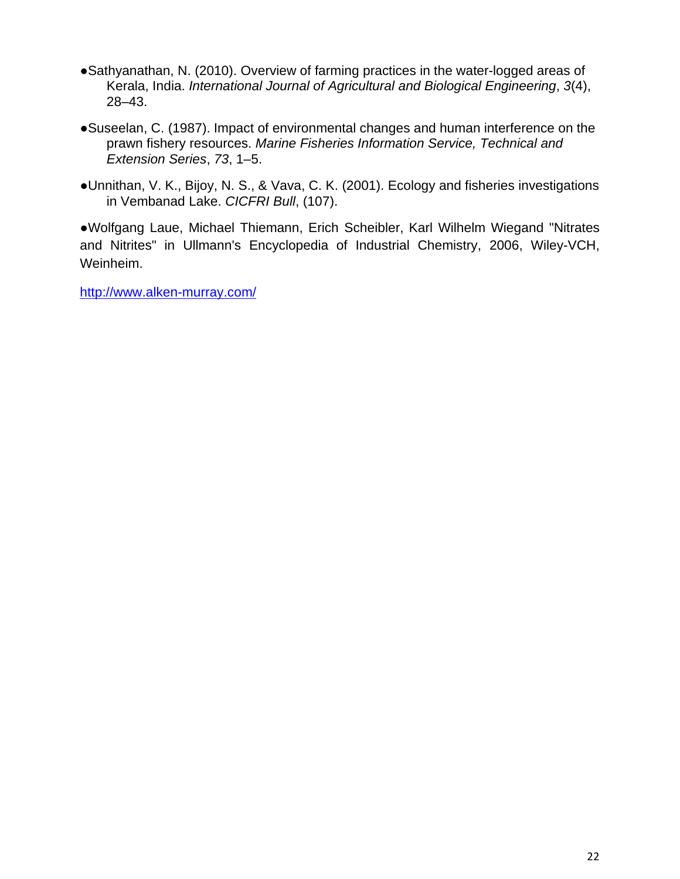- ●Sathyanathan, N. (2010). Overview of farming practices in the water-logged areas of Kerala, India. *International Journal of Agricultural and Biological Engineering*, *3*(4), 28–43.

- ●Suseelan, C. (1987). Impact of environmental changes and human interference on the prawn fishery resources. *Marine Fisheries Information Service, Technical and Extension Series*, *73*, 1–5.

- ●Unnithan, V. K., Bijoy, N. S., & Vava, C. K. (2001). Ecology and fisheries investigations in Vembanad Lake. *CICFRI Bull*, (107).

●Wolfgang Laue, Michael Thiemann, Erich Scheibler, Karl Wilhelm Wiegand "Nitrates and Nitrites" in Ullmann's Encyclopedia of Industrial Chemistry, 2006, Wiley-VCH, Weinheim.

http://www.alken-murray.com/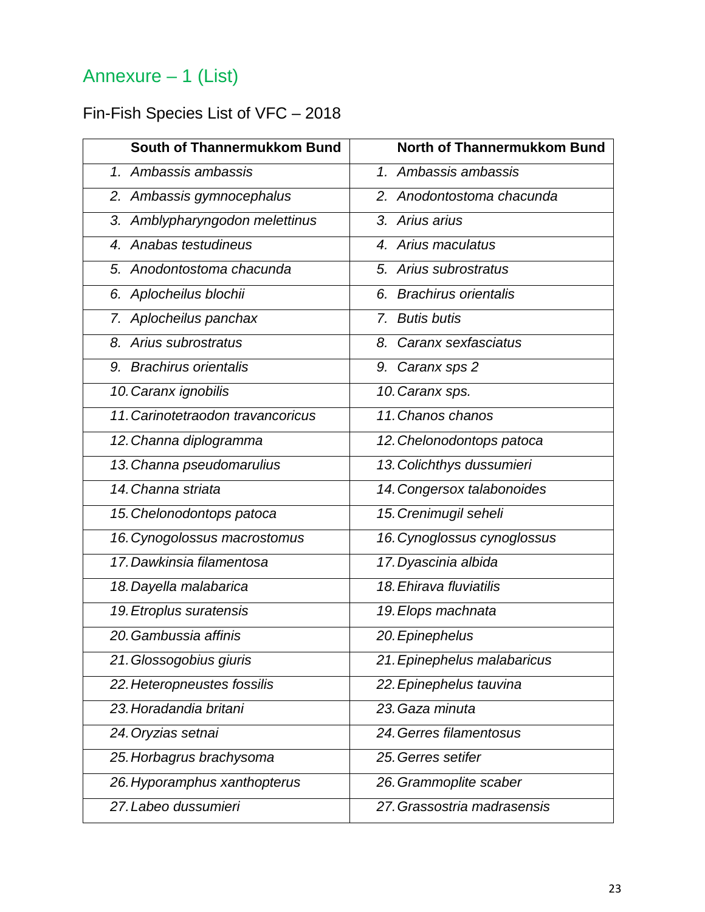## Annexure – 1 (List)

### Fin-Fish Species List of VFC – 2018

| South of Thannermukkom Bund | North of Thannermukkom Bund |
|---|---|
| 1. *Ambassis ambassis* | 1. *Ambassis ambassis* |
| 2. *Ambassis gymnocephalus* | 2. *Anodontostoma chacunda* |
| 3. *Amblypharyngodon melettinus* | 3. *Arius arius* |
| 4. *Anabas testudineus* | 4. *Arius maculatus* |
| 5. *Anodontostoma chacunda* | 5. *Arius subrostratus* |
| 6. *Aplocheilus blochii* | 6. *Brachirus orientalis* |
| 7. *Aplocheilus panchax* | 7. *Butis butis* |
| 8. *Arius subrostratus* | 8. *Caranx sexfasciatus* |
| 9. *Brachirus orientalis* | 9. *Caranx sps 2* |
| 10. *Caranx ignobilis* | 10. *Caranx sps.* |
| 11. *Carinotetraodon travancoricus* | 11. *Chanos chanos* |
| 12. *Channa diplogramma* | 12. *Chelonodontops patoca* |
| 13. *Channa pseudomarulius* | 13. *Colichthys dussumieri* |
| 14. *Channa striata* | 14. *Congersox talabonoides* |
| 15. *Chelonodontops patoca* | 15. *Crenimugil seheli* |
| 16. *Cynogolossus macrostomus* | 16. *Cynoglossus cynoglossus* |
| 17. *Dawkinsia filamentosa* | 17. *Dyascinia albida* |
| 18. *Dayella malabarica* | 18. *Ehirava fluviatilis* |
| 19. *Etroplus suratensis* | 19. *Elops machnata* |
| 20. *Gambussia affinis* | 20. *Epinephelus* |
| 21. *Glossogobius giuris* | 21. *Epinephelus malabaricus* |
| 22. *Heteropneustes fossilis* | 22. *Epinephelus tauvina* |
| 23. *Horadandia britani* | 23. *Gaza minuta* |
| 24. *Oryzias setnai* | 24. *Gerres filamentosus* |
| 25. *Horbagrus brachysoma* | 25. *Gerres setifer* |
| 26. *Hyporamphus xanthopterus* | 26. *Grammoplite scaber* |
| 27. *Labeo dussumieri* | 27. *Grassostria madrasensis* |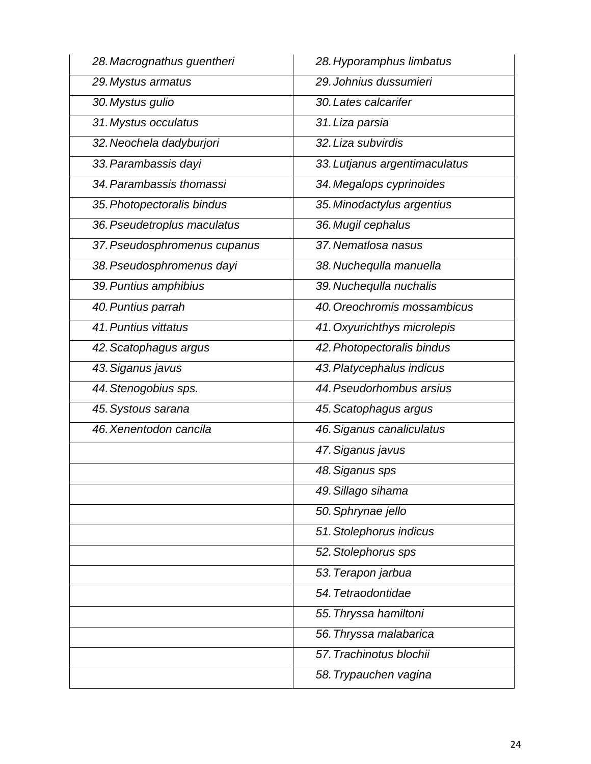| | |
|---|---|
| *28. Macrognathus guentheri* | *28. Hyporamphus limbatus* |
| *29. Mystus armatus* | *29. Johnius dussumieri* |
| *30. Mystus gulio* | *30. Lates calcarifer* |
| *31. Mystus occulatus* | *31. Liza parsia* |
| *32. Neochela dadyburjori* | *32. Liza subvirdis* |
| *33. Parambassis dayi* | *33. Lutjanus argentimaculatus* |
| *34. Parambassis thomassi* | *34. Megalops cyprinoides* |
| *35. Photopectoralis bindus* | *35. Minodactylus argentius* |
| *36. Pseudetroplus maculatus* | *36. Mugil cephalus* |
| *37. Pseudosphromenus cupanus* | *37. Nematlosa nasus* |
| *38. Pseudosphromenus dayi* | *38. Nuchequlla manuella* |
| *39. Puntius amphibius* | *39. Nuchequlla nuchalis* |
| *40. Puntius parrah* | *40. Oreochromis mossambicus* |
| *41. Puntius vittatus* | *41. Oxyurichthys microlepis* |
| *42. Scatophagus argus* | *42. Photopectoralis bindus* |
| *43. Siganus javus* | *43. Platycephalus indicus* |
| *44. Stenogobius sps.* | *44. Pseudorhombus arsius* |
| *45. Systous sarana* | *45. Scatophagus argus* |
| *46. Xenentodon cancila* | *46. Siganus canaliculatus* |
| | *47. Siganus javus* |
| | *48. Siganus sps* |
| | *49. Sillago sihama* |
| | *50. Sphrynae jello* |
| | *51. Stolephorus indicus* |
| | *52. Stolephorus sps* |
| | *53. Terapon jarbua* |
| | *54. Tetraodontidae* |
| | *55. Thryssa hamiltoni* |
| | *56. Thryssa malabarica* |
| | *57. Trachinotus blochii* |
| | *58. Trypauchen vagina* |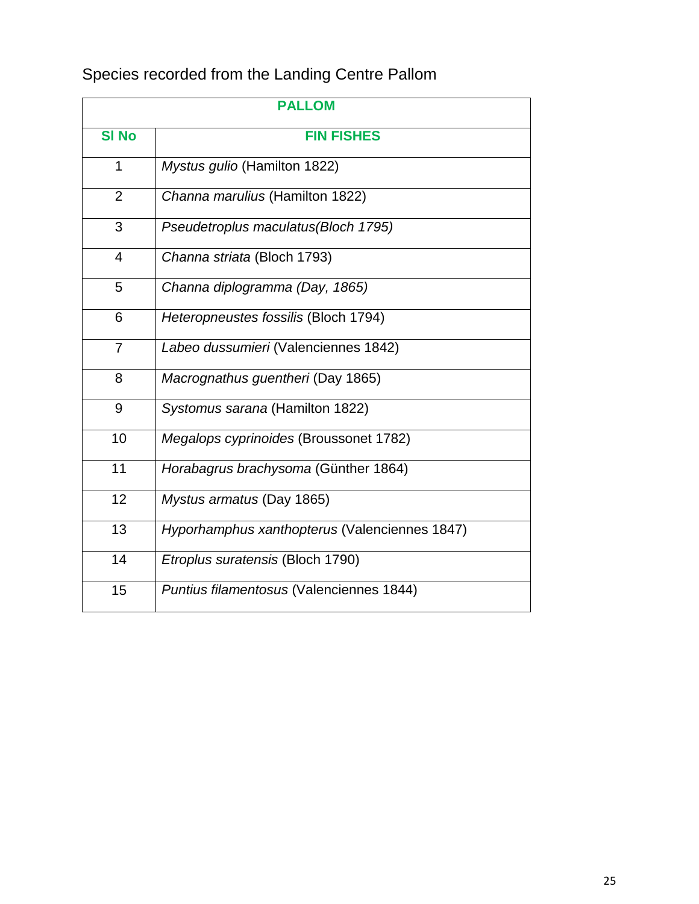Species recorded from the Landing Centre Pallom

| PALLOM | |
|---|---|
| **Sl No** | **FIN FISHES** |
| 1 | *Mystus gulio* (Hamilton 1822) |
| 2 | *Channa marulius* (Hamilton 1822) |
| 3 | *Pseudetroplus maculatus(Bloch 1795)* |
| 4 | *Channa striata* (Bloch 1793) |
| 5 | *Channa diplogramma (Day, 1865)* |
| 6 | *Heteropneustes fossilis* (Bloch 1794) |
| 7 | *Labeo dussumieri* (Valenciennes 1842) |
| 8 | *Macrognathus guentheri* (Day 1865) |
| 9 | *Systomus sarana* (Hamilton 1822) |
| 10 | *Megalops cyprinoides* (Broussonet 1782) |
| 11 | *Horabagrus brachysoma* (Günther 1864) |
| 12 | *Mystus armatus* (Day 1865) |
| 13 | *Hyporhamphus xanthopterus* (Valenciennes 1847) |
| 14 | *Etroplus suratensis* (Bloch 1790) |
| 15 | *Puntius filamentosus* (Valenciennes 1844) |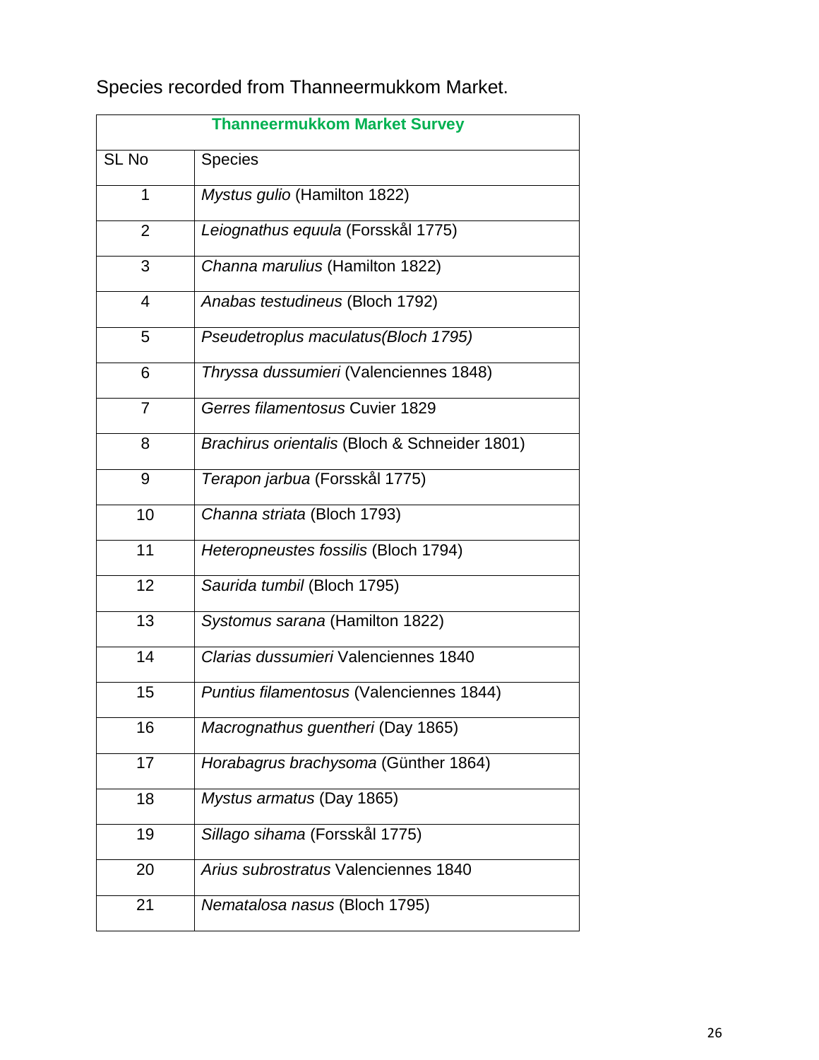Species recorded from Thanneermukkom Market.

| Thanneermukkom Market Survey | |
|---|---|
| SL No | Species |
| 1 | *Mystus gulio* (Hamilton 1822) |
| 2 | *Leiognathus equula* (Forsskål 1775) |
| 3 | *Channa marulius* (Hamilton 1822) |
| 4 | *Anabas testudineus* (Bloch 1792) |
| 5 | *Pseudetroplus maculatus(Bloch 1795)* |
| 6 | *Thryssa dussumieri* (Valenciennes 1848) |
| 7 | *Gerres filamentosus* Cuvier 1829 |
| 8 | *Brachirus orientalis* (Bloch & Schneider 1801) |
| 9 | *Terapon jarbua* (Forsskål 1775) |
| 10 | *Channa striata* (Bloch 1793) |
| 11 | *Heteropneustes fossilis* (Bloch 1794) |
| 12 | *Saurida tumbil* (Bloch 1795) |
| 13 | *Systomus sarana* (Hamilton 1822) |
| 14 | *Clarias dussumieri* Valenciennes 1840 |
| 15 | *Puntius filamentosus* (Valenciennes 1844) |
| 16 | *Macrognathus guentheri* (Day 1865) |
| 17 | *Horabagrus brachysoma* (Günther 1864) |
| 18 | *Mystus armatus* (Day 1865) |
| 19 | *Sillago sihama* (Forsskål 1775) |
| 20 | *Arius subrostratus* Valenciennes 1840 |
| 21 | *Nematalosa nasus* (Bloch 1795) |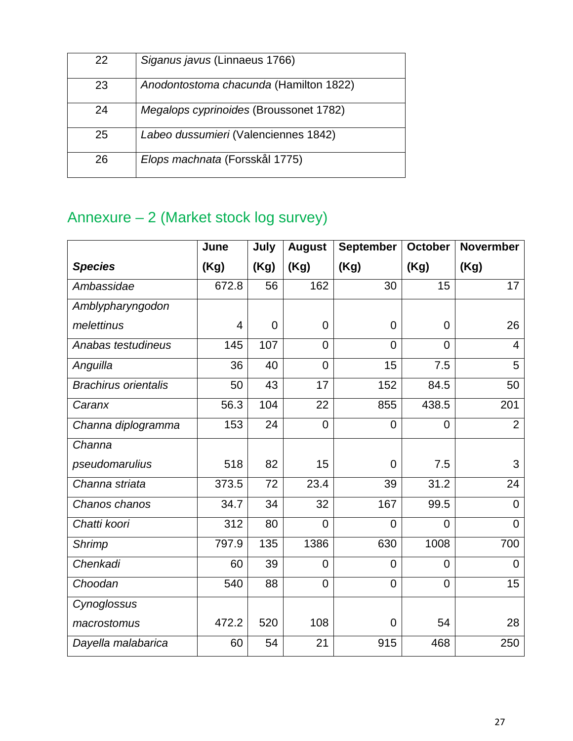| 22 | *Siganus javus* (Linnaeus 1766) |
|---|---|
| 23 | *Anodontostoma chacunda* (Hamilton 1822) |
| 24 | *Megalops cyprinoides* (Broussonet 1782) |
| 25 | *Labeo dussumieri* (Valenciennes 1842) |
| 26 | *Elops machnata* (Forsskål 1775) |

## Annexure – 2 (Market stock log survey)

| ***Species*** | **June (Kg)** | **July (Kg)** | **August (Kg)** | **September (Kg)** | **October (Kg)** | **Novermber (Kg)** |
|---|---|---|---|---|---|---|
| *Ambassidae* | 672.8 | 56 | 162 | 30 | 15 | 17 |
| *Amblypharyngodon melettinus* | 4 | 0 | 0 | 0 | 0 | 26 |
| *Anabas testudineus* | 145 | 107 | 0 | 0 | 0 | 4 |
| *Anguilla* | 36 | 40 | 0 | 15 | 7.5 | 5 |
| *Brachirus orientalis* | 50 | 43 | 17 | 152 | 84.5 | 50 |
| *Caranx* | 56.3 | 104 | 22 | 855 | 438.5 | 201 |
| *Channa diplogramma* | 153 | 24 | 0 | 0 | 0 | 2 |
| *Channa pseudomarulius* | 518 | 82 | 15 | 0 | 7.5 | 3 |
| *Channa striata* | 373.5 | 72 | 23.4 | 39 | 31.2 | 24 |
| *Chanos chanos* | 34.7 | 34 | 32 | 167 | 99.5 | 0 |
| *Chatti koori* | 312 | 80 | 0 | 0 | 0 | 0 |
| *Shrimp* | 797.9 | 135 | 1386 | 630 | 1008 | 700 |
| *Chenkadi* | 60 | 39 | 0 | 0 | 0 | 0 |
| *Choodan* | 540 | 88 | 0 | 0 | 0 | 15 |
| *Cynoglossus macrostomus* | 472.2 | 520 | 108 | 0 | 54 | 28 |
| *Dayella malabarica* | 60 | 54 | 21 | 915 | 468 | 250 |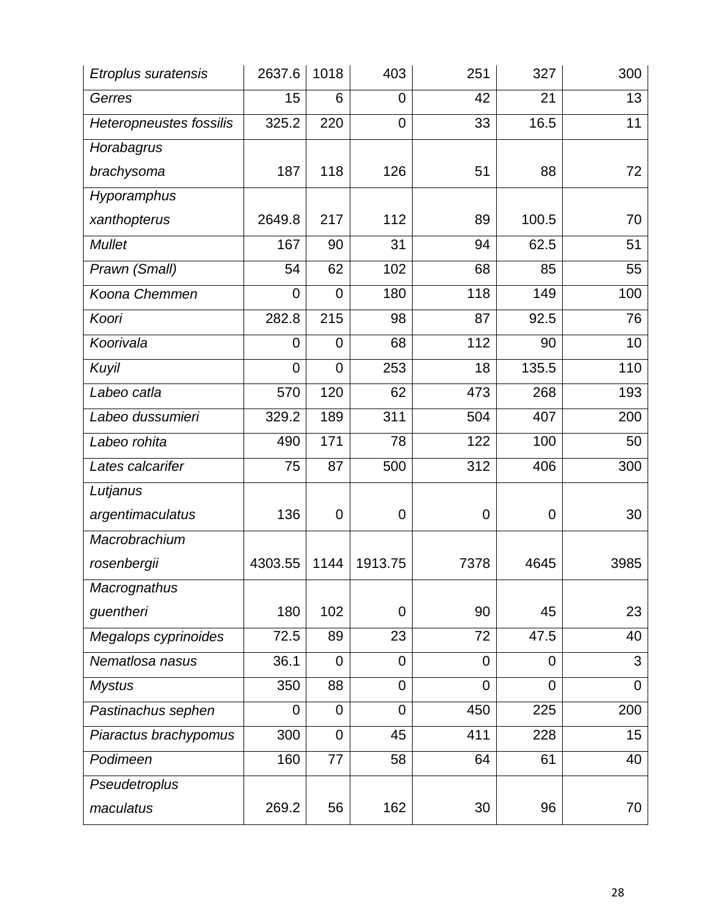| *Etroplus suratensis* | 2637.6 | 1018 | 403 | 251 | 327 | 300 |
|---|---|---|---|---|---|---|
| *Gerres* | 15 | 6 | 0 | 42 | 21 | 13 |
| *Heteropneustes fossilis* | 325.2 | 220 | 0 | 33 | 16.5 | 11 |
| *Horabagrus brachysoma* | 187 | 118 | 126 | 51 | 88 | 72 |
| *Hyporamphus xanthopterus* | 2649.8 | 217 | 112 | 89 | 100.5 | 70 |
| *Mullet* | 167 | 90 | 31 | 94 | 62.5 | 51 |
| *Prawn (Small)* | 54 | 62 | 102 | 68 | 85 | 55 |
| *Koona Chemmen* | 0 | 0 | 180 | 118 | 149 | 100 |
| *Koori* | 282.8 | 215 | 98 | 87 | 92.5 | 76 |
| *Koorivala* | 0 | 0 | 68 | 112 | 90 | 10 |
| *Kuyil* | 0 | 0 | 253 | 18 | 135.5 | 110 |
| *Labeo catla* | 570 | 120 | 62 | 473 | 268 | 193 |
| *Labeo dussumieri* | 329.2 | 189 | 311 | 504 | 407 | 200 |
| *Labeo rohita* | 490 | 171 | 78 | 122 | 100 | 50 |
| *Lates calcarifer* | 75 | 87 | 500 | 312 | 406 | 300 |
| *Lutjanus argentimaculatus* | 136 | 0 | 0 | 0 | 0 | 30 |
| *Macrobrachium rosenbergii* | 4303.55 | 1144 | 1913.75 | 7378 | 4645 | 3985 |
| *Macrognathus guentheri* | 180 | 102 | 0 | 90 | 45 | 23 |
| *Megalops cyprinoides* | 72.5 | 89 | 23 | 72 | 47.5 | 40 |
| *Nematlosa nasus* | 36.1 | 0 | 0 | 0 | 0 | 3 |
| *Mystus* | 350 | 88 | 0 | 0 | 0 | 0 |
| *Pastinachus sephen* | 0 | 0 | 0 | 450 | 225 | 200 |
| *Piaractus brachypomus* | 300 | 0 | 45 | 411 | 228 | 15 |
| *Podimeen* | 160 | 77 | 58 | 64 | 61 | 40 |
| *Pseudetroplus maculatus* | 269.2 | 56 | 162 | 30 | 96 | 70 |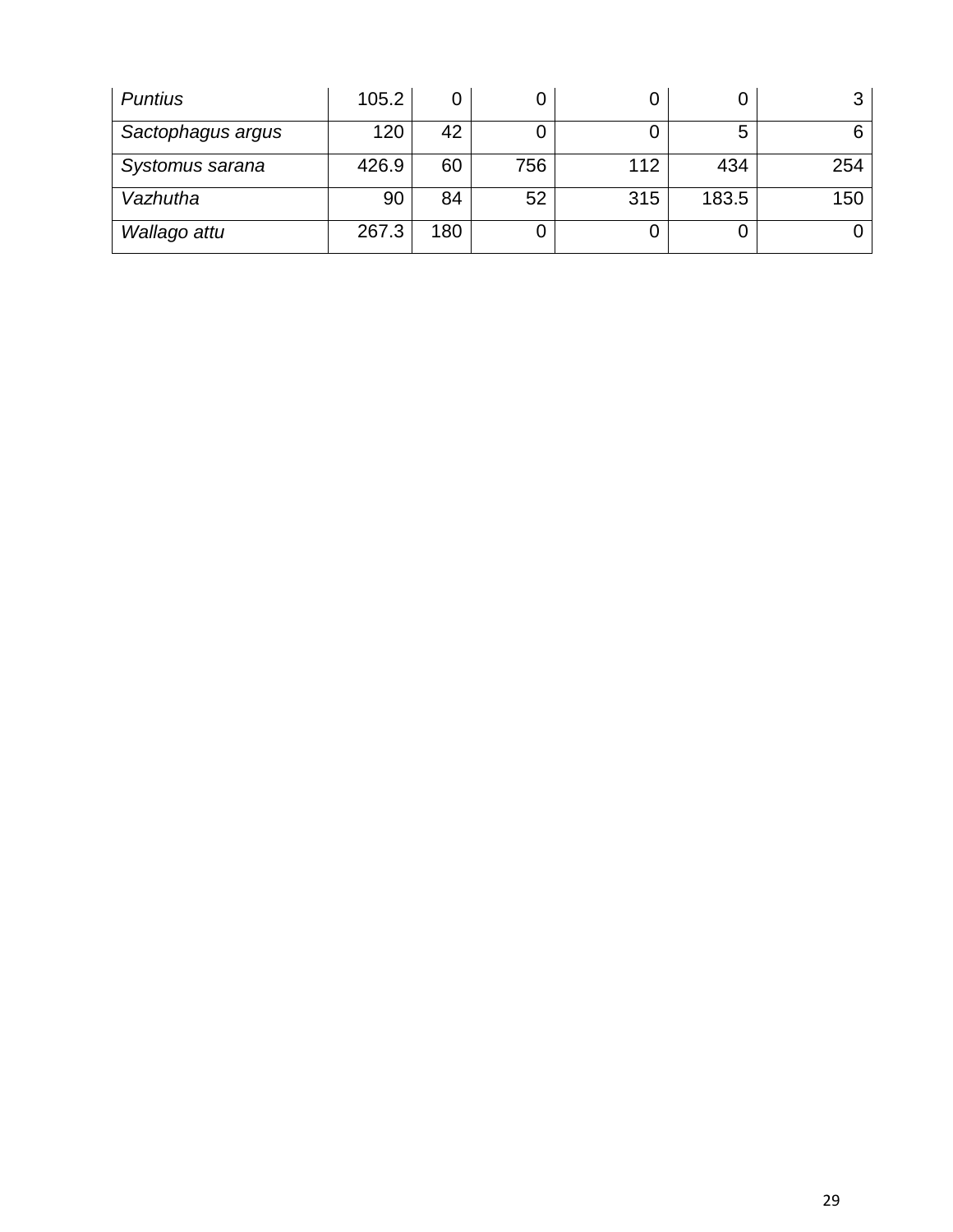| *Puntius* | 105.2 | 0 | 0 | 0 | 0 | 3 |
|---|---|---|---|---|---|---|
| *Sactophagus argus* | 120 | 42 | 0 | 0 | 5 | 6 |
| *Systomus sarana* | 426.9 | 60 | 756 | 112 | 434 | 254 |
| *Vazhutha* | 90 | 84 | 52 | 315 | 183.5 | 150 |
| *Wallago attu* | 267.3 | 180 | 0 | 0 | 0 | 0 |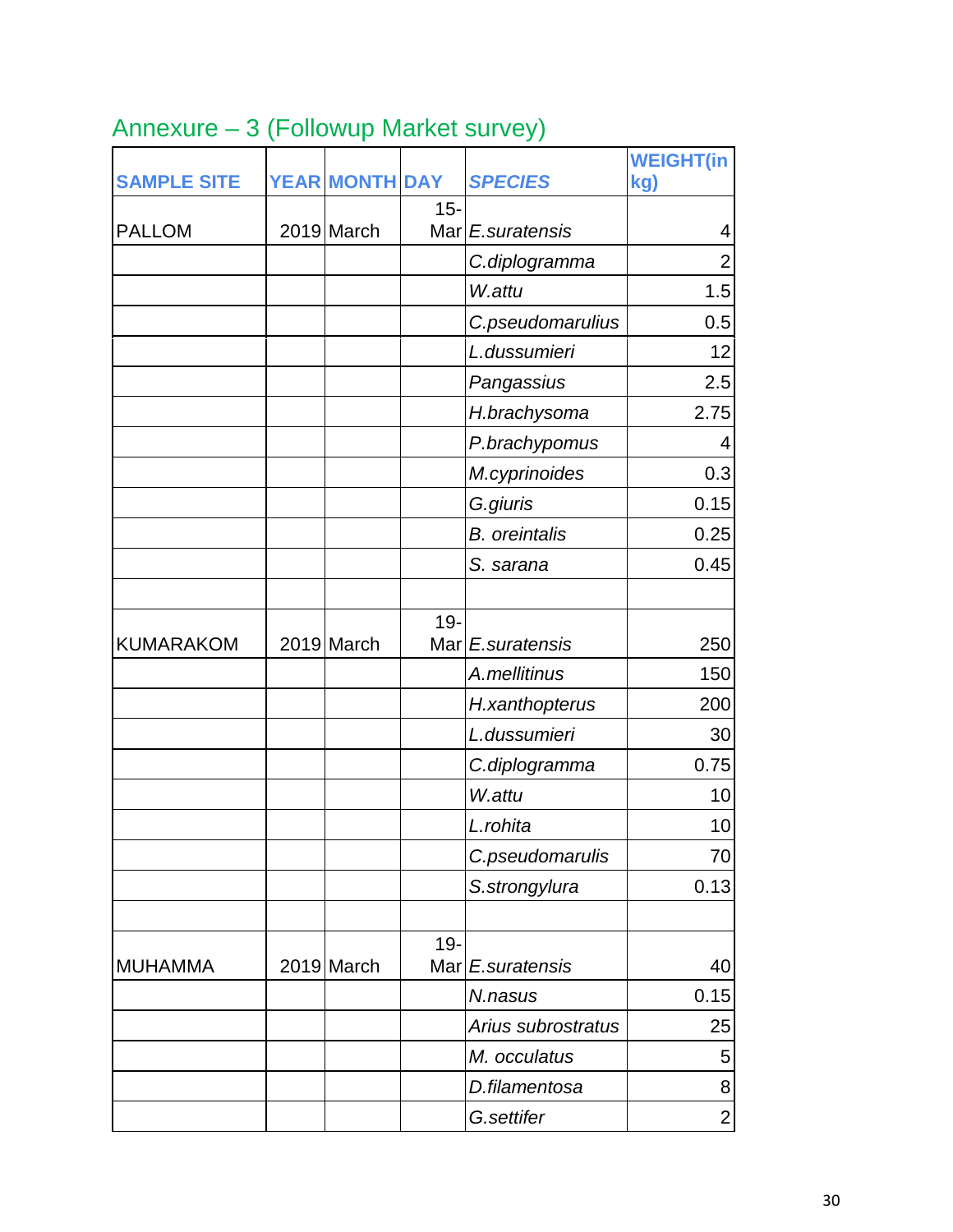## Annexure – 3 (Followup Market survey)

| SAMPLE SITE | YEAR | MONTH | DAY | *SPECIES* | WEIGHT(in kg) |
|---|---|---|---|---|---|
| PALLOM | 2019 | March | 15-Mar | *E.suratensis* | 4 |
| | | | | *C.diplogramma* | 2 |
| | | | | *W.attu* | 1.5 |
| | | | | *C.pseudomarulius* | 0.5 |
| | | | | *L.dussumieri* | 12 |
| | | | | *Pangassius* | 2.5 |
| | | | | *H.brachysoma* | 2.75 |
| | | | | *P.brachypomus* | 4 |
| | | | | *M.cyprinoides* | 0.3 |
| | | | | *G.giuris* | 0.15 |
| | | | | *B. oreintalis* | 0.25 |
| | | | | *S. sarana* | 0.45 |
| | | | | | |
| KUMARAKOM | 2019 | March | 19-Mar | *E.suratensis* | 250 |
| | | | | *A.mellitinus* | 150 |
| | | | | *H.xanthopterus* | 200 |
| | | | | *L.dussumieri* | 30 |
| | | | | *C.diplogramma* | 0.75 |
| | | | | *W.attu* | 10 |
| | | | | *L.rohita* | 10 |
| | | | | *C.pseudomarulis* | 70 |
| | | | | *S.strongylura* | 0.13 |
| | | | | | |
| MUHAMMA | 2019 | March | 19-Mar | *E.suratensis* | 40 |
| | | | | *N.nasus* | 0.15 |
| | | | | *Arius subrostratus* | 25 |
| | | | | *M. occulatus* | 5 |
| | | | | *D.filamentosa* | 8 |
| | | | | *G.settifer* | 2 |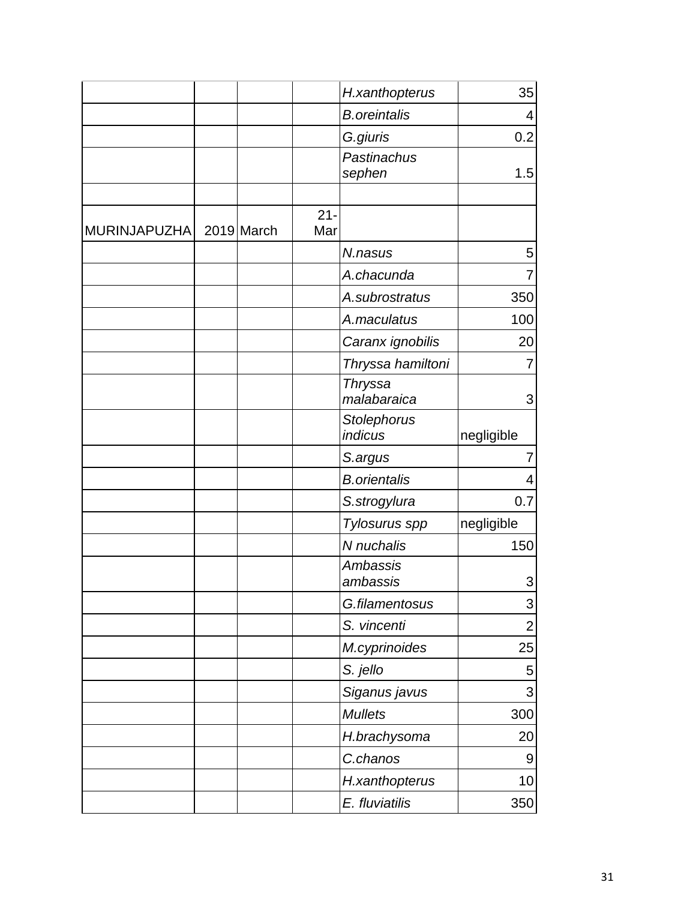|  |  |  |  |  |  |
|---|---|---|---|---|---|
|  |  |  |  | *H.xanthopterus* | 35 |
|  |  |  |  | *B.oreintalis* | 4 |
|  |  |  |  | *G.giuris* | 0.2 |
|  |  |  |  | *Pastinachus sephen* | 1.5 |
|  |  |  |  |  |  |
| MURINJAPUZHA | 2019 | March | 21-Mar |  |  |
|  |  |  |  | *N.nasus* | 5 |
|  |  |  |  | *A.chacunda* | 7 |
|  |  |  |  | *A.subrostratus* | 350 |
|  |  |  |  | *A.maculatus* | 100 |
|  |  |  |  | *Caranx ignobilis* | 20 |
|  |  |  |  | *Thryssa hamiltoni* | 7 |
|  |  |  |  | *Thryssa malabaraica* | 3 |
|  |  |  |  | *Stolephorus indicus* | negligible |
|  |  |  |  | *S.argus* | 7 |
|  |  |  |  | *B.orientalis* | 4 |
|  |  |  |  | *S.strogylura* | 0.7 |
|  |  |  |  | *Tylosurus spp* | negligible |
|  |  |  |  | *N nuchalis* | 150 |
|  |  |  |  | *Ambassis ambassis* | 3 |
|  |  |  |  | *G.filamentosus* | 3 |
|  |  |  |  | *S. vincenti* | 2 |
|  |  |  |  | *M.cyprinoides* | 25 |
|  |  |  |  | *S. jello* | 5 |
|  |  |  |  | *Siganus javus* | 3 |
|  |  |  |  | *Mullets* | 300 |
|  |  |  |  | *H.brachysoma* | 20 |
|  |  |  |  | *C.chanos* | 9 |
|  |  |  |  | *H.xanthopterus* | 10 |
|  |  |  |  | *E. fluviatilis* | 350 |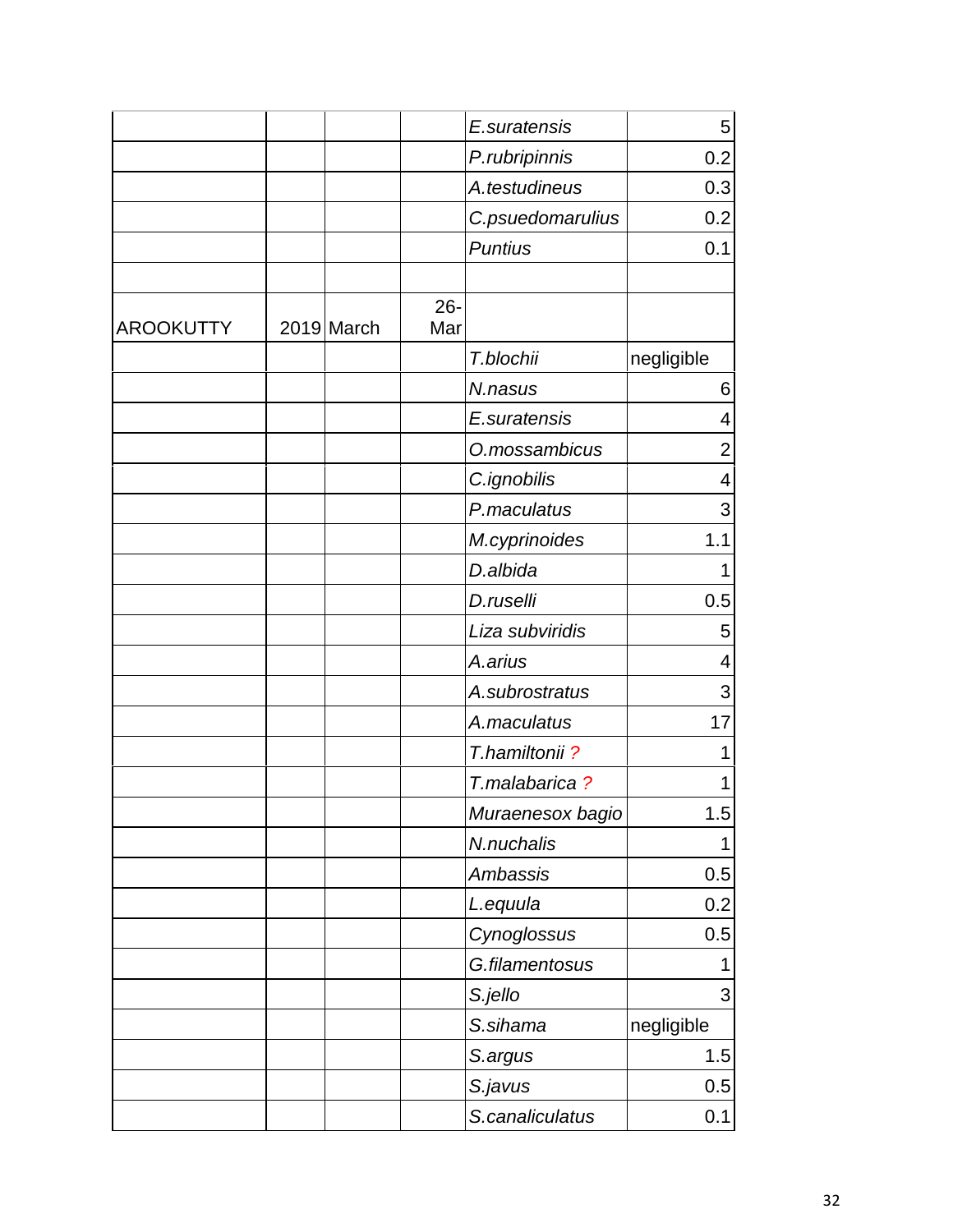| | | | | | |
|---|---|---|---|---|---|
| | | | | *E.suratensis* | 5 |
| | | | | *P.rubripinnis* | 0.2 |
| | | | | *A.testudineus* | 0.3 |
| | | | | *C.psuedomarulius* | 0.2 |
| | | | | *Puntius* | 0.1 |
| | | | | | |
| AROOKUTTY | 2019 | March | 26-Mar | | |
| | | | | *T.blochii* | negligible |
| | | | | *N.nasus* | 6 |
| | | | | *E.suratensis* | 4 |
| | | | | *O.mossambicus* | 2 |
| | | | | *C.ignobilis* | 4 |
| | | | | *P.maculatus* | 3 |
| | | | | *M.cyprinoides* | 1.1 |
| | | | | *D.albida* | 1 |
| | | | | *D.ruselli* | 0.5 |
| | | | | *Liza subviridis* | 5 |
| | | | | *A.arius* | 4 |
| | | | | *A.subrostratus* | 3 |
| | | | | *A.maculatus* | 17 |
| | | | | *T.hamiltonii ?* | 1 |
| | | | | *T.malabarica ?* | 1 |
| | | | | *Muraenesox bagio* | 1.5 |
| | | | | *N.nuchalis* | 1 |
| | | | | *Ambassis* | 0.5 |
| | | | | *L.equula* | 0.2 |
| | | | | *Cynoglossus* | 0.5 |
| | | | | *G.filamentosus* | 1 |
| | | | | *S.jello* | 3 |
| | | | | *S.sihama* | negligible |
| | | | | *S.argus* | 1.5 |
| | | | | *S.javus* | 0.5 |
| | | | | *S.canaliculatus* | 0.1 |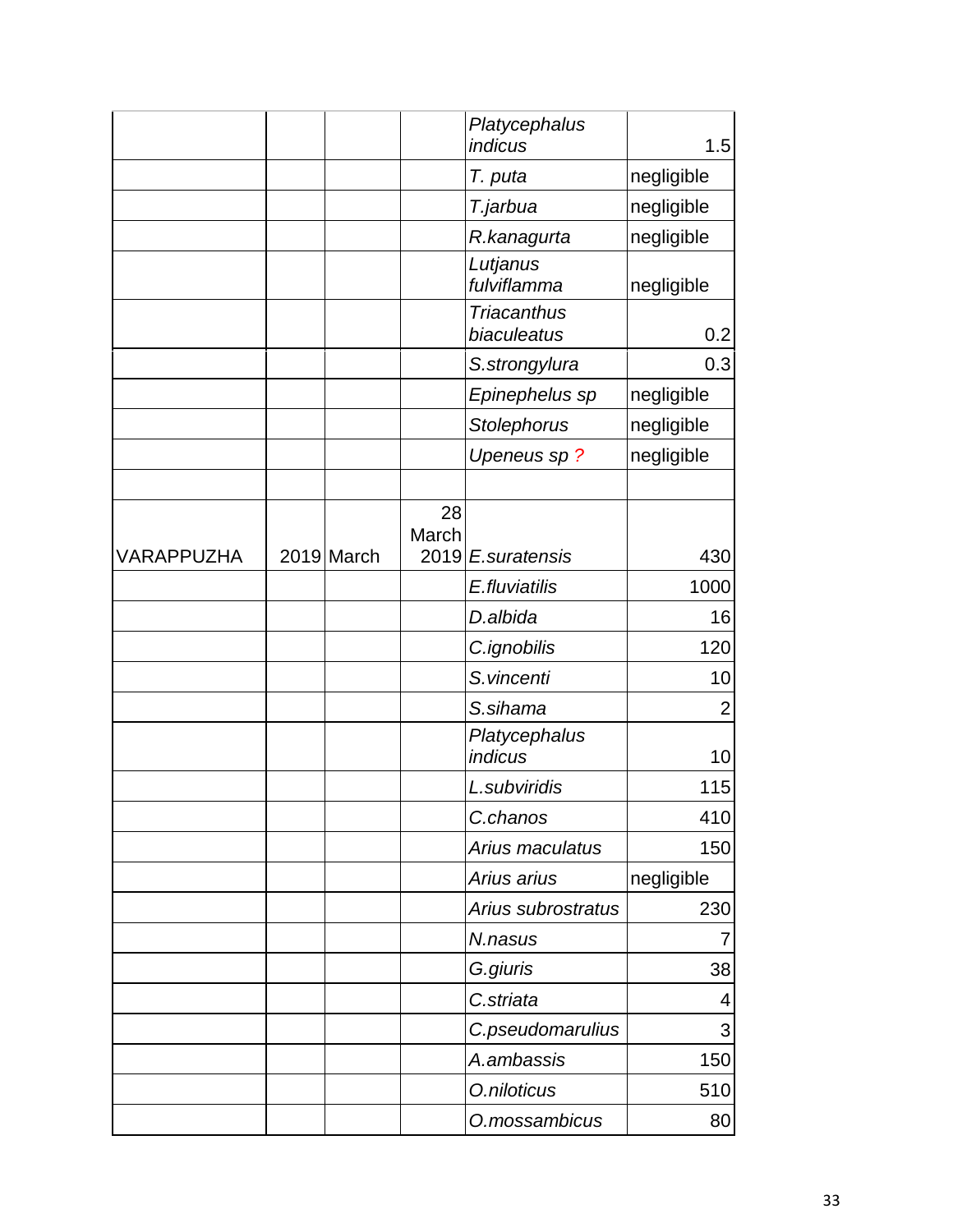| | | | | | |
|---|---|---|---|---|---|
| | | | | *Platycephalus indicus* | 1.5 |
| | | | | *T. puta* | negligible |
| | | | | *T.jarbua* | negligible |
| | | | | *R.kanagurta* | negligible |
| | | | | *Lutjanus fulviflamma* | negligible |
| | | | | *Triacanthus biaculeatus* | 0.2 |
| | | | | *S.strongylura* | 0.3 |
| | | | | *Epinephelus sp* | negligible |
| | | | | *Stolephorus* | negligible |
| | | | | *Upeneus sp* ? | negligible |
| | | | | | |
| VARAPPUZHA | 2019 | March | 28 March 2019 | *E.suratensis* | 430 |
| | | | | *E.fluviatilis* | 1000 |
| | | | | *D.albida* | 16 |
| | | | | *C.ignobilis* | 120 |
| | | | | *S.vincenti* | 10 |
| | | | | *S.sihama* | 2 |
| | | | | *Platycephalus indicus* | 10 |
| | | | | *L.subviridis* | 115 |
| | | | | *C.chanos* | 410 |
| | | | | *Arius maculatus* | 150 |
| | | | | *Arius arius* | negligible |
| | | | | *Arius subrostratus* | 230 |
| | | | | *N.nasus* | 7 |
| | | | | *G.giuris* | 38 |
| | | | | *C.striata* | 4 |
| | | | | *C.pseudomarulius* | 3 |
| | | | | *A.ambassis* | 150 |
| | | | | *O.niloticus* | 510 |
| | | | | *O.mossambicus* | 80 |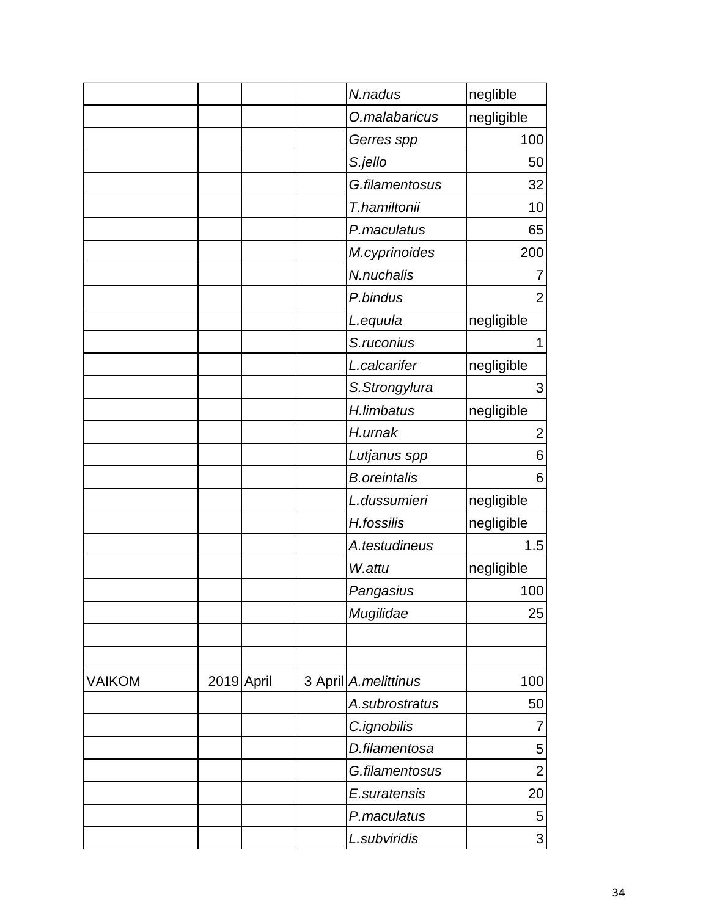| | | | | | |
|---|---|---|---|---|---|
| | | | | *N.nadus* | neglible |
| | | | | *O.malabaricus* | negligible |
| | | | | *Gerres spp* | 100 |
| | | | | *S.jello* | 50 |
| | | | | *G.filamentosus* | 32 |
| | | | | *T.hamiltonii* | 10 |
| | | | | *P.maculatus* | 65 |
| | | | | *M.cyprinoides* | 200 |
| | | | | *N.nuchalis* | 7 |
| | | | | *P.bindus* | 2 |
| | | | | *L.equula* | negligible |
| | | | | *S.ruconius* | 1 |
| | | | | *L.calcarifer* | negligible |
| | | | | *S.Strongylura* | 3 |
| | | | | *H.limbatus* | negligible |
| | | | | *H.urnak* | 2 |
| | | | | *Lutjanus spp* | 6 |
| | | | | *B.oreintalis* | 6 |
| | | | | *L.dussumieri* | negligible |
| | | | | *H.fossilis* | negligible |
| | | | | *A.testudineus* | 1.5 |
| | | | | *W.attu* | negligible |
| | | | | *Pangasius* | 100 |
| | | | | *Mugilidae* | 25 |
| | | | | | |
| | | | | | |
| VAIKOM | 2019 | April | 3 April | *A.melittinus* | 100 |
| | | | | *A.subrostratus* | 50 |
| | | | | *C.ignobilis* | 7 |
| | | | | *D.filamentosa* | 5 |
| | | | | *G.filamentosus* | 2 |
| | | | | *E.suratensis* | 20 |
| | | | | *P.maculatus* | 5 |
| | | | | *L.subviridis* | 3 |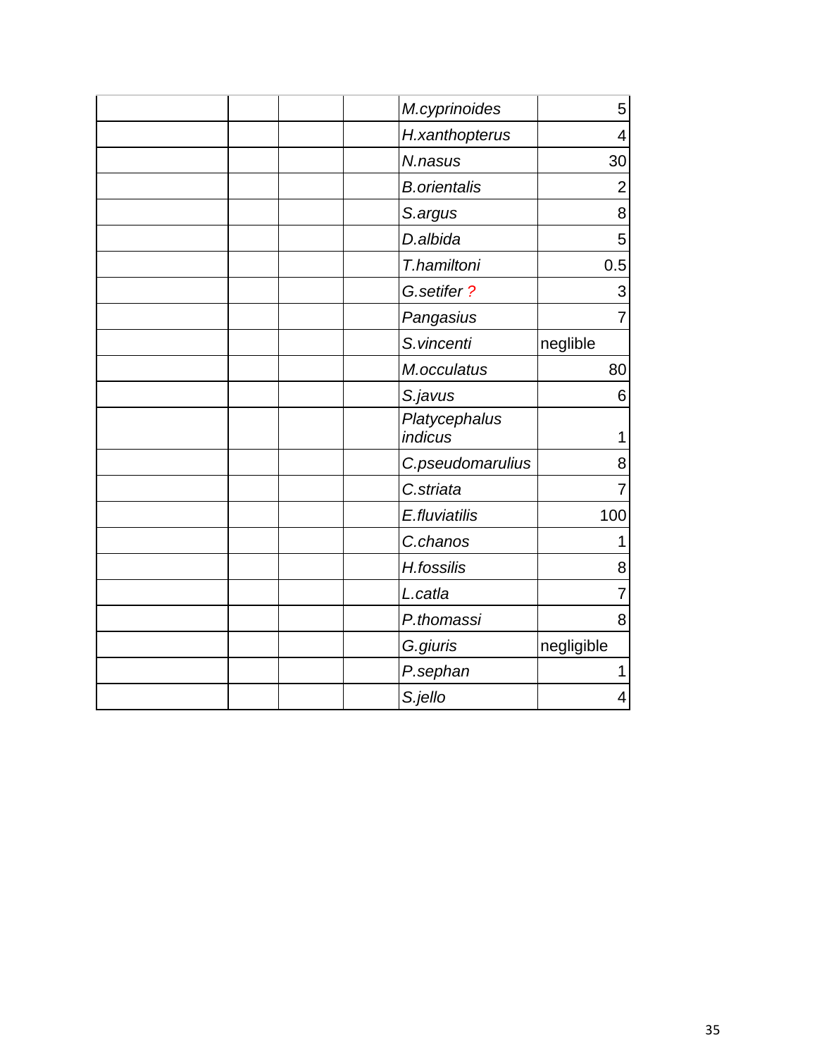| | | | | | |
|---|---|---|---|---|---|
| | | | | *M.cyprinoides* | 5 |
| | | | | *H.xanthopterus* | 4 |
| | | | | *N.nasus* | 30 |
| | | | | *B.orientalis* | 2 |
| | | | | *S.argus* | 8 |
| | | | | *D.albida* | 5 |
| | | | | *T.hamiltoni* | 0.5 |
| | | | | *G.setifer* ? | 3 |
| | | | | *Pangasius* | 7 |
| | | | | *S.vincenti* | neglible |
| | | | | *M.occulatus* | 80 |
| | | | | *S.javus* | 6 |
| | | | | *Platycephalus indicus* | 1 |
| | | | | *C.pseudomarulius* | 8 |
| | | | | *C.striata* | 7 |
| | | | | *E.fluviatilis* | 100 |
| | | | | *C.chanos* | 1 |
| | | | | *H.fossilis* | 8 |
| | | | | *L.catla* | 7 |
| | | | | *P.thomassi* | 8 |
| | | | | *G.giuris* | negligible |
| | | | | *P.sephan* | 1 |
| | | | | *S.jello* | 4 |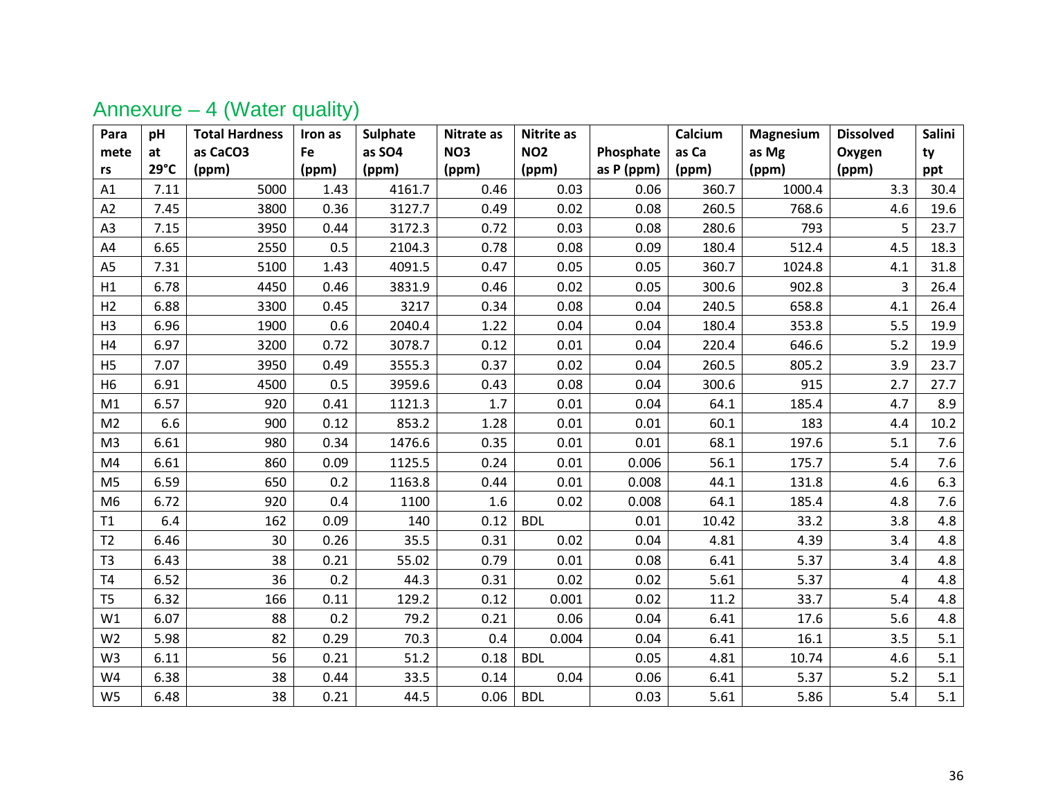## Annexure – 4 (Water quality)

| Parameters | pH at 29°C | Total Hardness as $CaCO_3$ (ppm) | Iron as Fe (ppm) | Sulphate as $SO_4$ (ppm) | Nitrate as $NO_3$ (ppm) | Nitrite as $NO_2$ (ppm) | Phosphate as P (ppm) | Calcium as Ca (ppm) | Magnesium as Mg (ppm) | Dissolved Oxygen (ppm) | Salinity ppt |
|---|---|---|---|---|---|---|---|---|---|---|---|
| A1 | 7.11 | 5000 | 1.43 | 4161.7 | 0.46 | 0.03 | 0.06 | 360.7 | 1000.4 | 3.3 | 30.4 |
| A2 | 7.45 | 3800 | 0.36 | 3127.7 | 0.49 | 0.02 | 0.08 | 260.5 | 768.6 | 4.6 | 19.6 |
| A3 | 7.15 | 3950 | 0.44 | 3172.3 | 0.72 | 0.03 | 0.08 | 280.6 | 793 | 5 | 23.7 |
| A4 | 6.65 | 2550 | 0.5 | 2104.3 | 0.78 | 0.08 | 0.09 | 180.4 | 512.4 | 4.5 | 18.3 |
| A5 | 7.31 | 5100 | 1.43 | 4091.5 | 0.47 | 0.05 | 0.05 | 360.7 | 1024.8 | 4.1 | 31.8 |
| H1 | 6.78 | 4450 | 0.46 | 3831.9 | 0.46 | 0.02 | 0.05 | 300.6 | 902.8 | 3 | 26.4 |
| H2 | 6.88 | 3300 | 0.45 | 3217 | 0.34 | 0.08 | 0.04 | 240.5 | 658.8 | 4.1 | 26.4 |
| H3 | 6.96 | 1900 | 0.6 | 2040.4 | 1.22 | 0.04 | 0.04 | 180.4 | 353.8 | 5.5 | 19.9 |
| H4 | 6.97 | 3200 | 0.72 | 3078.7 | 0.12 | 0.01 | 0.04 | 220.4 | 646.6 | 5.2 | 19.9 |
| H5 | 7.07 | 3950 | 0.49 | 3555.3 | 0.37 | 0.02 | 0.04 | 260.5 | 805.2 | 3.9 | 23.7 |
| H6 | 6.91 | 4500 | 0.5 | 3959.6 | 0.43 | 0.08 | 0.04 | 300.6 | 915 | 2.7 | 27.7 |
| M1 | 6.57 | 920 | 0.41 | 1121.3 | 1.7 | 0.01 | 0.04 | 64.1 | 185.4 | 4.7 | 8.9 |
| M2 | 6.6 | 900 | 0.12 | 853.2 | 1.28 | 0.01 | 0.01 | 60.1 | 183 | 4.4 | 10.2 |
| M3 | 6.61 | 980 | 0.34 | 1476.6 | 0.35 | 0.01 | 0.01 | 68.1 | 197.6 | 5.1 | 7.6 |
| M4 | 6.61 | 860 | 0.09 | 1125.5 | 0.24 | 0.01 | 0.006 | 56.1 | 175.7 | 5.4 | 7.6 |
| M5 | 6.59 | 650 | 0.2 | 1163.8 | 0.44 | 0.01 | 0.008 | 44.1 | 131.8 | 4.6 | 6.3 |
| M6 | 6.72 | 920 | 0.4 | 1100 | 1.6 | 0.02 | 0.008 | 64.1 | 185.4 | 4.8 | 7.6 |
| T1 | 6.4 | 162 | 0.09 | 140 | 0.12 | BDL | 0.01 | 10.42 | 33.2 | 3.8 | 4.8 |
| T2 | 6.46 | 30 | 0.26 | 35.5 | 0.31 | 0.02 | 0.04 | 4.81 | 4.39 | 3.4 | 4.8 |
| T3 | 6.43 | 38 | 0.21 | 55.02 | 0.79 | 0.01 | 0.08 | 6.41 | 5.37 | 3.4 | 4.8 |
| T4 | 6.52 | 36 | 0.2 | 44.3 | 0.31 | 0.02 | 0.02 | 5.61 | 5.37 | 4 | 4.8 |
| T5 | 6.32 | 166 | 0.11 | 129.2 | 0.12 | 0.001 | 0.02 | 11.2 | 33.7 | 5.4 | 4.8 |
| W1 | 6.07 | 88 | 0.2 | 79.2 | 0.21 | 0.06 | 0.04 | 6.41 | 17.6 | 5.6 | 4.8 |
| W2 | 5.98 | 82 | 0.29 | 70.3 | 0.4 | 0.004 | 0.04 | 6.41 | 16.1 | 3.5 | 5.1 |
| W3 | 6.11 | 56 | 0.21 | 51.2 | 0.18 | BDL | 0.05 | 4.81 | 10.74 | 4.6 | 5.1 |
| W4 | 6.38 | 38 | 0.44 | 33.5 | 0.14 | 0.04 | 0.06 | 6.41 | 5.37 | 5.2 | 5.1 |
| W5 | 6.48 | 38 | 0.21 | 44.5 | 0.06 | BDL | 0.03 | 5.61 | 5.86 | 5.4 | 5.1 |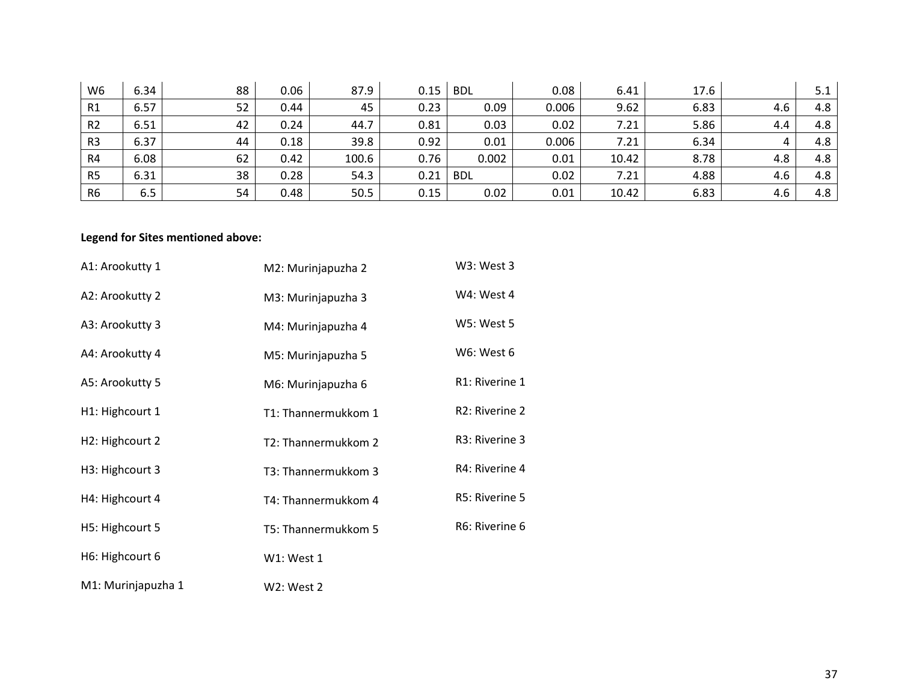| | | | | | | | | | | | |
|---|---|---|---|---|---|---|---|---|---|---|---|
| W6 | 6.34 | 88 | 0.06 | 87.9 | 0.15 | BDL | 0.08 | 6.41 | 17.6 | | 5.1 |
| R1 | 6.57 | 52 | 0.44 | 45 | 0.23 | 0.09 | 0.006 | 9.62 | 6.83 | 4.6 | 4.8 |
| R2 | 6.51 | 42 | 0.24 | 44.7 | 0.81 | 0.03 | 0.02 | 7.21 | 5.86 | 4.4 | 4.8 |
| R3 | 6.37 | 44 | 0.18 | 39.8 | 0.92 | 0.01 | 0.006 | 7.21 | 6.34 | 4 | 4.8 |
| R4 | 6.08 | 62 | 0.42 | 100.6 | 0.76 | 0.002 | 0.01 | 10.42 | 8.78 | 4.8 | 4.8 |
| R5 | 6.31 | 38 | 0.28 | 54.3 | 0.21 | BDL | 0.02 | 7.21 | 4.88 | 4.6 | 4.8 |
| R6 | 6.5 | 54 | 0.48 | 50.5 | 0.15 | 0.02 | 0.01 | 10.42 | 6.83 | 4.6 | 4.8 |

**Legend for Sites mentioned above:**

A1: Arookutty 1

A2: Arookutty 2

A3: Arookutty 3

A4: Arookutty 4

A5: Arookutty 5

H1: Highcourt 1

H2: Highcourt 2

H3: Highcourt 3

H4: Highcourt 4

H5: Highcourt 5

H6: Highcourt 6

M1: Murinjapuzha 1

M2: Murinjapuzha 2

M3: Murinjapuzha 3

M4: Murinjapuzha 4

M5: Murinjapuzha 5

M6: Murinjapuzha 6

T1: Thannermukkom 1

T2: Thannermukkom 2

T3: Thannermukkom 3

T4: Thannermukkom 4

T5: Thannermukkom 5

W1: West 1

W2: West 2

W3: West 3

W4: West 4

W5: West 5

W6: West 6

R1: Riverine 1

R2: Riverine 2

R3: Riverine 3

R4: Riverine 4

R5: Riverine 5

R6: Riverine 6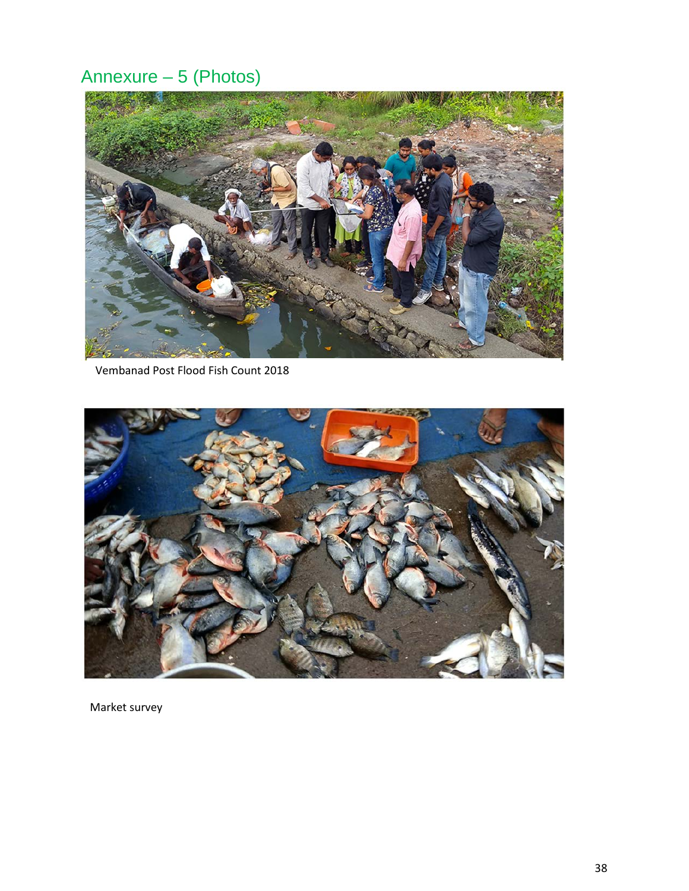## Annexure – 5 (Photos)

Vembanad Post Flood Fish Count 2018

Market survey